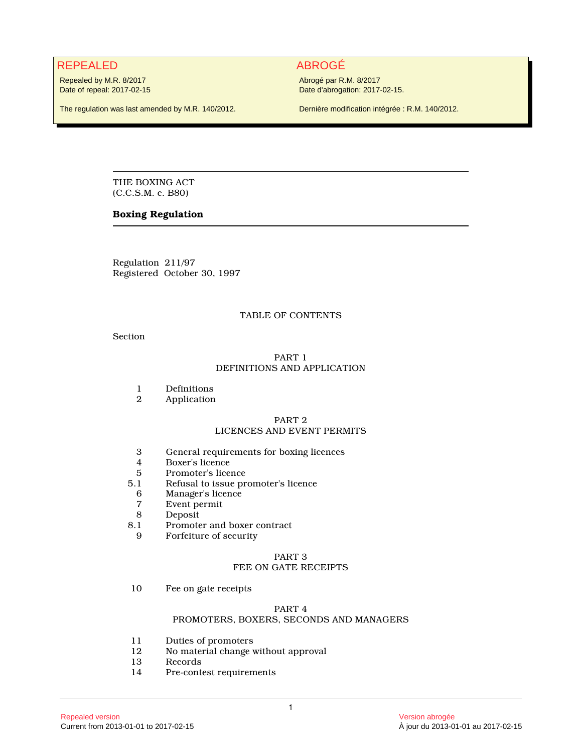**REPEALED**

Repealed by M.R. 8/2017
Date of repeal: 2017-02-15

The regulation was last amended by M.R. 140/2012.

**ABROGÉ**

Abrogé par R.M. 8/2017
Date d'abrogation: 2017-02-15.

Dernière modification intégrée : R.M. 140/2012.

---

THE BOXING ACT
(C.C.S.M. c. B80)

**Boxing Regulation**

---

Regulation 211/97
Registered October 30, 1997

TABLE OF CONTENTS

Section

PART 1
DEFINITIONS AND APPLICATION

| | |
|---|---|
| 1 | Definitions |
| 2 | Application |

PART 2
LICENCES AND EVENT PERMITS

| | |
|---|---|
| 3 | General requirements for boxing licences |
| 4 | Boxer's licence |
| 5 | Promoter's licence |
| 5.1 | Refusal to issue promoter's licence |
| 6 | Manager's licence |
| 7 | Event permit |
| 8 | Deposit |
| 8.1 | Promoter and boxer contract |
| 9 | Forfeiture of security |

PART 3
FEE ON GATE RECEIPTS

| | |
|---|---|
| 10 | Fee on gate receipts |

PART 4
PROMOTERS, BOXERS, SECONDS AND MANAGERS

| | |
|---|---|
| 11 | Duties of promoters |
| 12 | No material change without approval |
| 13 | Records |
| 14 | Pre-contest requirements |

Repealed version
Current from 2013-01-01 to 2017-02-15

Version abrogée
À jour du 2013-01-01 au 2017-02-15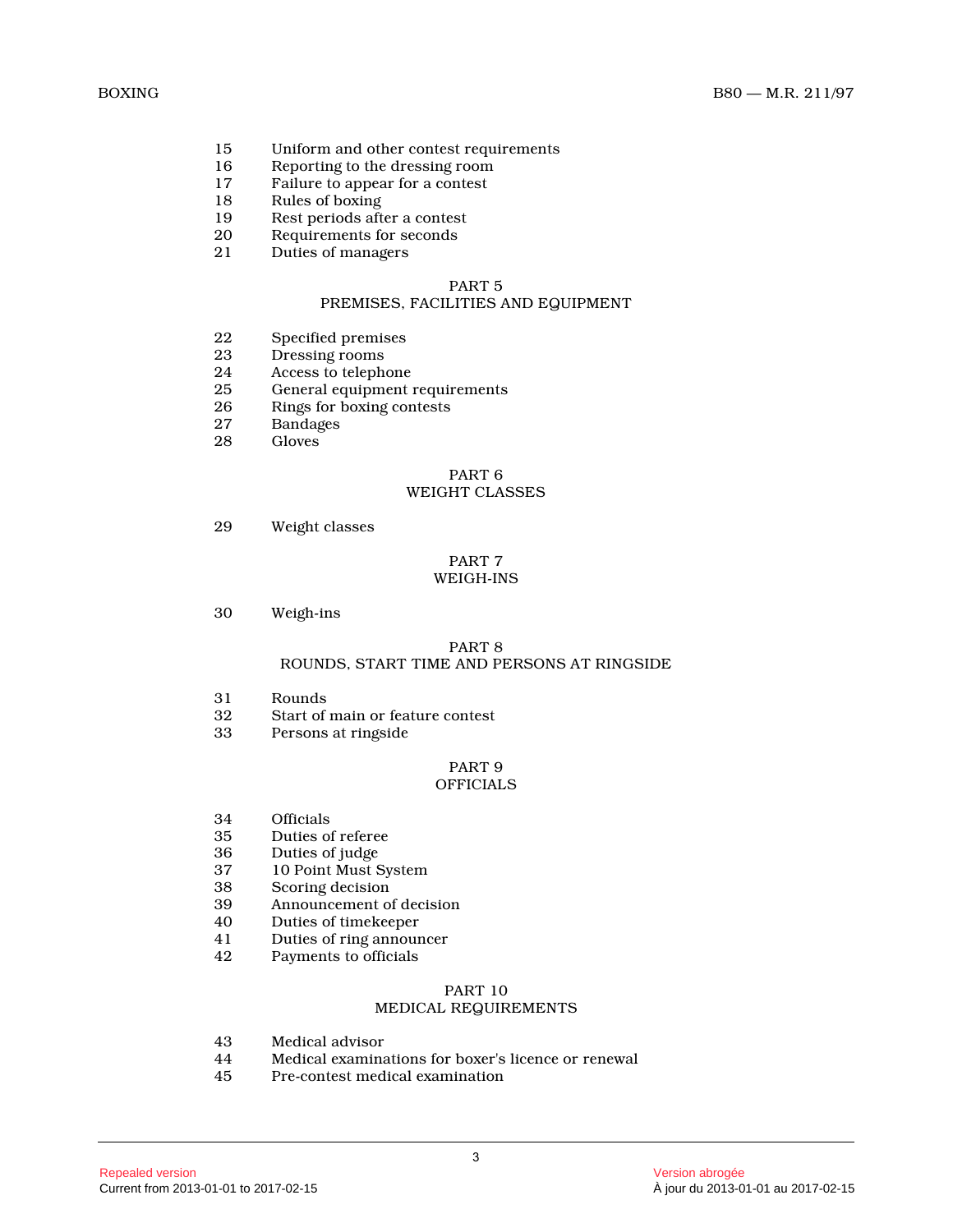15 Uniform and other contest requirements
16 Reporting to the dressing room
17 Failure to appear for a contest
18 Rules of boxing
19 Rest periods after a contest
20 Requirements for seconds
21 Duties of managers

## PART 5
## PREMISES, FACILITIES AND EQUIPMENT

22 Specified premises
23 Dressing rooms
24 Access to telephone
25 General equipment requirements
26 Rings for boxing contests
27 Bandages
28 Gloves

## PART 6
## WEIGHT CLASSES

29 Weight classes

## PART 7
## WEIGH-INS

30 Weigh-ins

## PART 8
## ROUNDS, START TIME AND PERSONS AT RINGSIDE

31 Rounds
32 Start of main or feature contest
33 Persons at ringside

## PART 9
## OFFICIALS

34 Officials
35 Duties of referee
36 Duties of judge
37 10 Point Must System
38 Scoring decision
39 Announcement of decision
40 Duties of timekeeper
41 Duties of ring announcer
42 Payments to officials

## PART 10
## MEDICAL REQUIREMENTS

43 Medical advisor
44 Medical examinations for boxer's licence or renewal
45 Pre-contest medical examination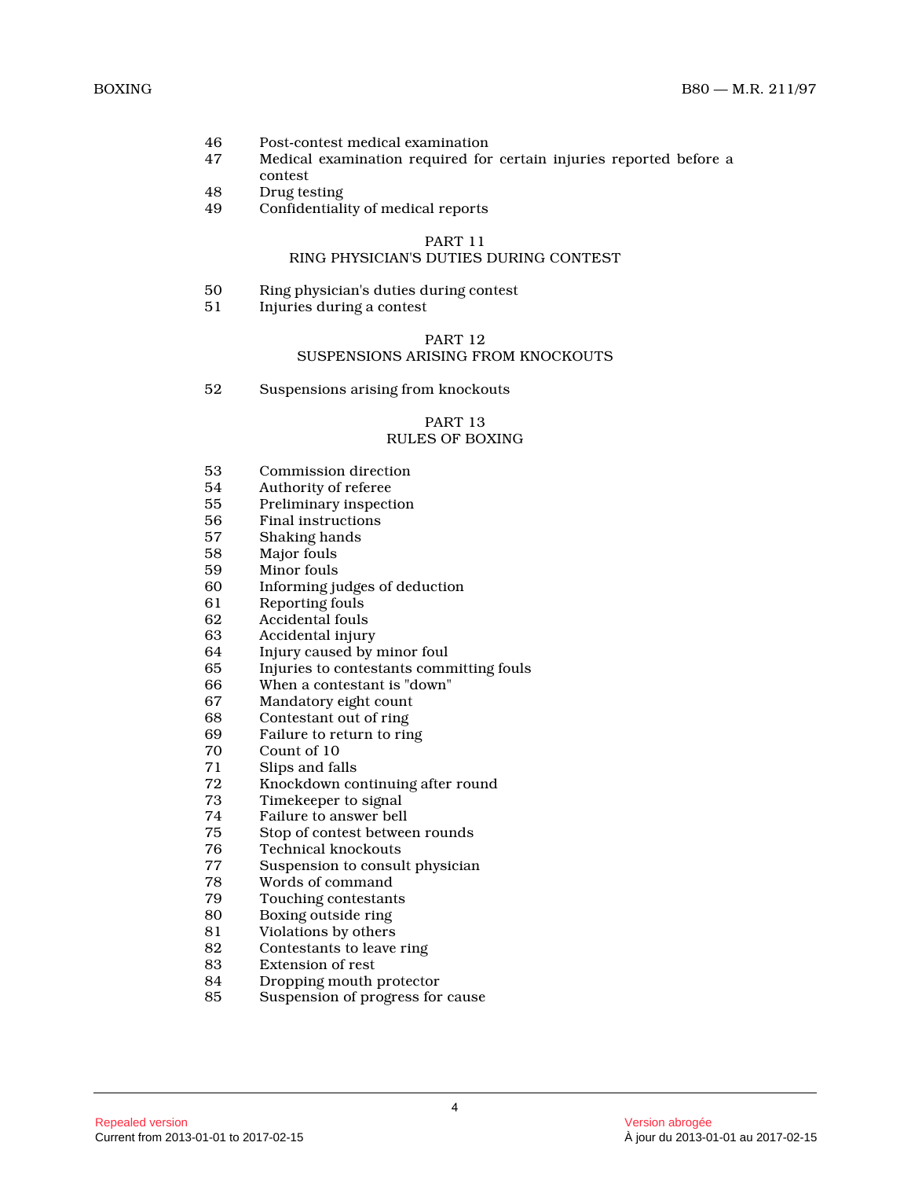46 Post-contest medical examination
47 Medical examination required for certain injuries reported before a contest
48 Drug testing
49 Confidentiality of medical reports

## PART 11
## RING PHYSICIAN'S DUTIES DURING CONTEST

50 Ring physician's duties during contest
51 Injuries during a contest

## PART 12
## SUSPENSIONS ARISING FROM KNOCKOUTS

52 Suspensions arising from knockouts

## PART 13
## RULES OF BOXING

53 Commission direction
54 Authority of referee
55 Preliminary inspection
56 Final instructions
57 Shaking hands
58 Major fouls
59 Minor fouls
60 Informing judges of deduction
61 Reporting fouls
62 Accidental fouls
63 Accidental injury
64 Injury caused by minor foul
65 Injuries to contestants committing fouls
66 When a contestant is "down"
67 Mandatory eight count
68 Contestant out of ring
69 Failure to return to ring
70 Count of 10
71 Slips and falls
72 Knockdown continuing after round
73 Timekeeper to signal
74 Failure to answer bell
75 Stop of contest between rounds
76 Technical knockouts
77 Suspension to consult physician
78 Words of command
79 Touching contestants
80 Boxing outside ring
81 Violations by others
82 Contestants to leave ring
83 Extension of rest
84 Dropping mouth protector
85 Suspension of progress for cause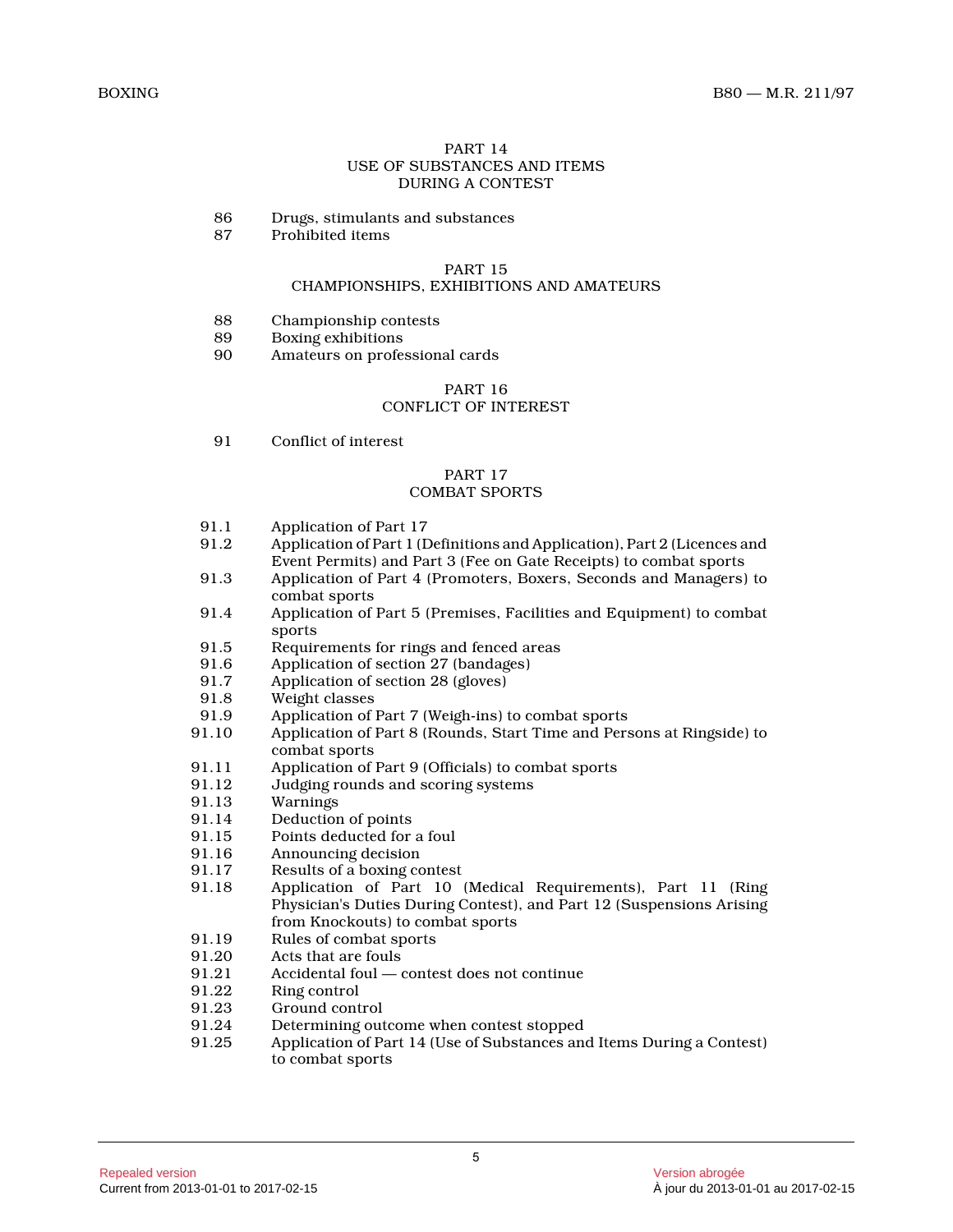## PART 14
## USE OF SUBSTANCES AND ITEMS DURING A CONTEST

86 Drugs, stimulants and substances
87 Prohibited items

## PART 15
## CHAMPIONSHIPS, EXHIBITIONS AND AMATEURS

88 Championship contests
89 Boxing exhibitions
90 Amateurs on professional cards

## PART 16
## CONFLICT OF INTEREST

91 Conflict of interest

## PART 17
## COMBAT SPORTS

91.1 Application of Part 17
91.2 Application of Part 1 (Definitions and Application), Part 2 (Licences and Event Permits) and Part 3 (Fee on Gate Receipts) to combat sports
91.3 Application of Part 4 (Promoters, Boxers, Seconds and Managers) to combat sports
91.4 Application of Part 5 (Premises, Facilities and Equipment) to combat sports
91.5 Requirements for rings and fenced areas
91.6 Application of section 27 (bandages)
91.7 Application of section 28 (gloves)
91.8 Weight classes
91.9 Application of Part 7 (Weigh-ins) to combat sports
91.10 Application of Part 8 (Rounds, Start Time and Persons at Ringside) to combat sports
91.11 Application of Part 9 (Officials) to combat sports
91.12 Judging rounds and scoring systems
91.13 Warnings
91.14 Deduction of points
91.15 Points deducted for a foul
91.16 Announcing decision
91.17 Results of a boxing contest
91.18 Application of Part 10 (Medical Requirements), Part 11 (Ring Physician's Duties During Contest), and Part 12 (Suspensions Arising from Knockouts) to combat sports
91.19 Rules of combat sports
91.20 Acts that are fouls
91.21 Accidental foul — contest does not continue
91.22 Ring control
91.23 Ground control
91.24 Determining outcome when contest stopped
91.25 Application of Part 14 (Use of Substances and Items During a Contest) to combat sports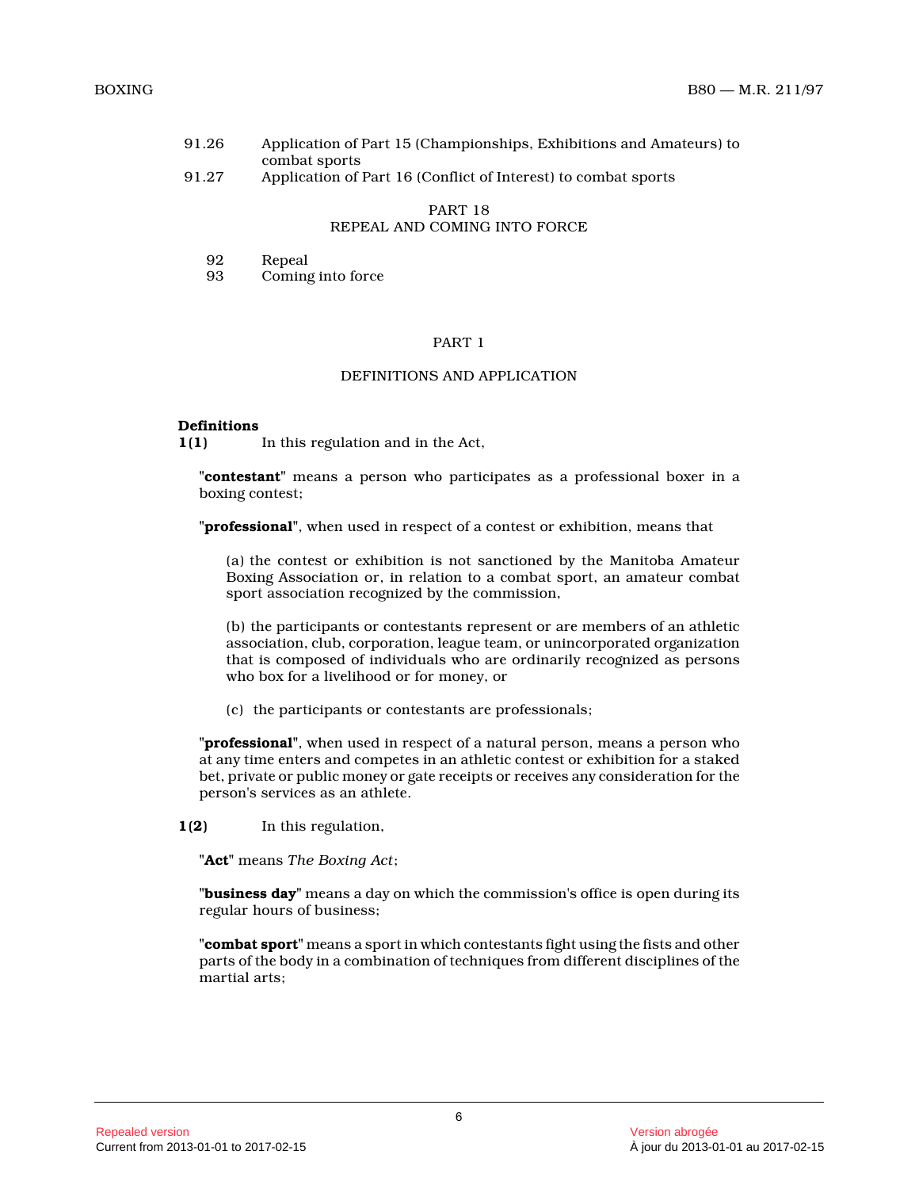91.26 Application of Part 15 (Championships, Exhibitions and Amateurs) to combat sports
91.27 Application of Part 16 (Conflict of Interest) to combat sports

PART 18
REPEAL AND COMING INTO FORCE

92 Repeal
93 Coming into force

## PART 1

## DEFINITIONS AND APPLICATION

**Definitions**
**1(1)** In this regulation and in the Act,

"**contestant**" means a person who participates as a professional boxer in a boxing contest;

"**professional**", when used in respect of a contest or exhibition, means that

(a) the contest or exhibition is not sanctioned by the Manitoba Amateur Boxing Association or, in relation to a combat sport, an amateur combat sport association recognized by the commission,

(b) the participants or contestants represent or are members of an athletic association, club, corporation, league team, or unincorporated organization that is composed of individuals who are ordinarily recognized as persons who box for a livelihood or for money, or

(c) the participants or contestants are professionals;

"**professional**", when used in respect of a natural person, means a person who at any time enters and competes in an athletic contest or exhibition for a staked bet, private or public money or gate receipts or receives any consideration for the person's services as an athlete.

**1(2)** In this regulation,

"**Act**" means *The Boxing Act*;

"**business day**" means a day on which the commission's office is open during its regular hours of business;

"**combat sport**" means a sport in which contestants fight using the fists and other parts of the body in a combination of techniques from different disciplines of the martial arts;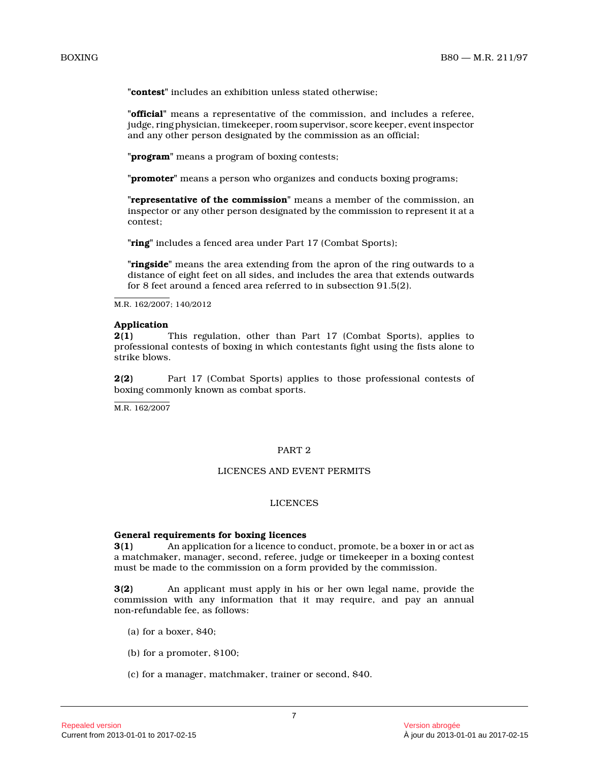"**contest**" includes an exhibition unless stated otherwise;

"**official**" means a representative of the commission, and includes a referee, judge, ring physician, timekeeper, room supervisor, score keeper, event inspector and any other person designated by the commission as an official;

"**program**" means a program of boxing contests;

"**promoter**" means a person who organizes and conducts boxing programs;

"**representative of the commission**" means a member of the commission, an inspector or any other person designated by the commission to represent it at a contest;

"**ring**" includes a fenced area under Part 17 (Combat Sports);

"**ringside**" means the area extending from the apron of the ring outwards to a distance of eight feet on all sides, and includes the area that extends outwards for 8 feet around a fenced area referred to in subsection 91.5(2).

M.R. 162/2007; 140/2012

**Application**

**2(1)** This regulation, other than Part 17 (Combat Sports), applies to professional contests of boxing in which contestants fight using the fists alone to strike blows.

**2(2)** Part 17 (Combat Sports) applies to those professional contests of boxing commonly known as combat sports.

M.R. 162/2007

## PART 2

## LICENCES AND EVENT PERMITS

### LICENCES

**General requirements for boxing licences**

**3(1)** An application for a licence to conduct, promote, be a boxer in or act as a matchmaker, manager, second, referee, judge or timekeeper in a boxing contest must be made to the commission on a form provided by the commission.

**3(2)** An applicant must apply in his or her own legal name, provide the commission with any information that it may require, and pay an annual non-refundable fee, as follows:

(a) for a boxer, $40;

(b) for a promoter, $100;

(c) for a manager, matchmaker, trainer or second, $40.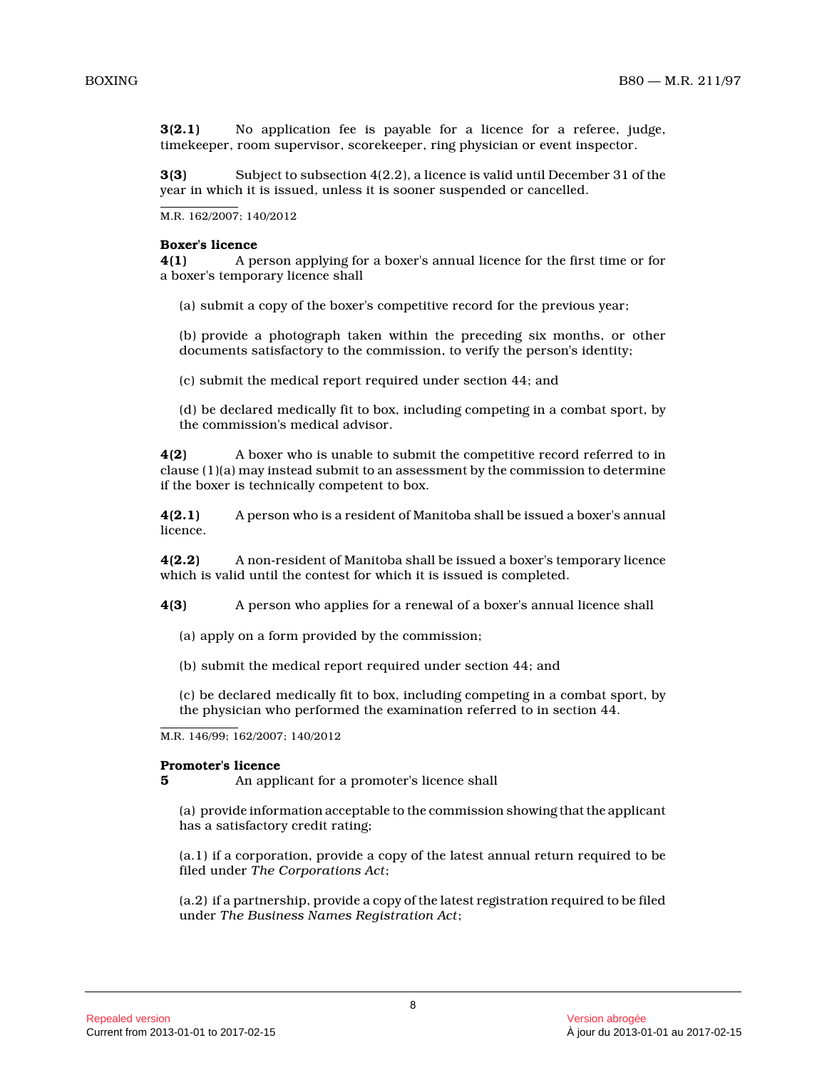**3(2.1)** No application fee is payable for a licence for a referee, judge, timekeeper, room supervisor, scorekeeper, ring physician or event inspector.

**3(3)** Subject to subsection 4(2.2), a licence is valid until December 31 of the year in which it is issued, unless it is sooner suspended or cancelled.

M.R. 162/2007; 140/2012

**Boxer's licence**

**4(1)** A person applying for a boxer's annual licence for the first time or for a boxer's temporary licence shall

(a) submit a copy of the boxer's competitive record for the previous year;

(b) provide a photograph taken within the preceding six months, or other documents satisfactory to the commission, to verify the person's identity;

(c) submit the medical report required under section 44; and

(d) be declared medically fit to box, including competing in a combat sport, by the commission's medical advisor.

**4(2)** A boxer who is unable to submit the competitive record referred to in clause (1)(a) may instead submit to an assessment by the commission to determine if the boxer is technically competent to box.

**4(2.1)** A person who is a resident of Manitoba shall be issued a boxer's annual licence.

**4(2.2)** A non-resident of Manitoba shall be issued a boxer's temporary licence which is valid until the contest for which it is issued is completed.

**4(3)** A person who applies for a renewal of a boxer's annual licence shall

(a) apply on a form provided by the commission;

(b) submit the medical report required under section 44; and

(c) be declared medically fit to box, including competing in a combat sport, by the physician who performed the examination referred to in section 44.

M.R. 146/99; 162/2007; 140/2012

**Promoter's licence**

**5** An applicant for a promoter's licence shall

(a) provide information acceptable to the commission showing that the applicant has a satisfactory credit rating;

(a.1) if a corporation, provide a copy of the latest annual return required to be filed under *The Corporations Act*;

(a.2) if a partnership, provide a copy of the latest registration required to be filed under *The Business Names Registration Act*;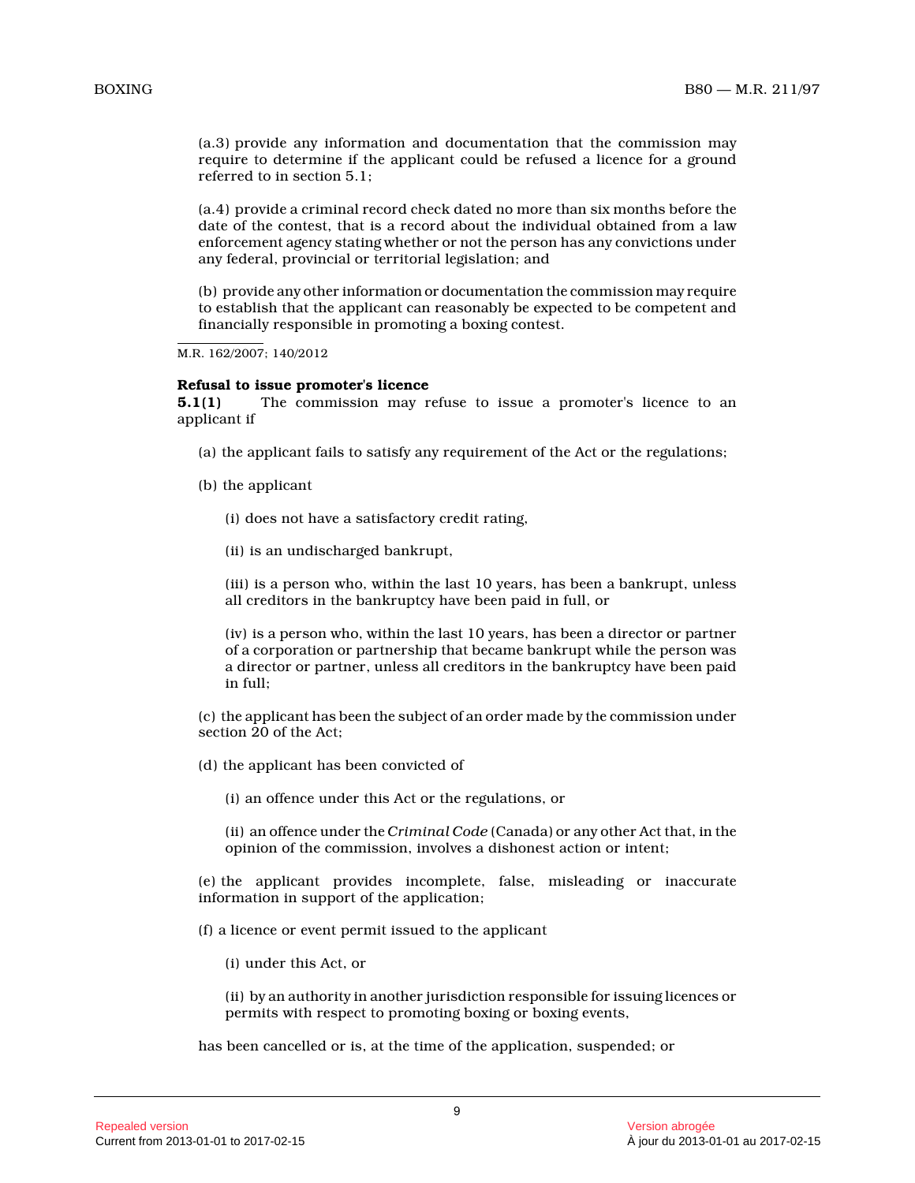(a.3) provide any information and documentation that the commission may require to determine if the applicant could be refused a licence for a ground referred to in section 5.1;

(a.4) provide a criminal record check dated no more than six months before the date of the contest, that is a record about the individual obtained from a law enforcement agency stating whether or not the person has any convictions under any federal, provincial or territorial legislation; and

(b) provide any other information or documentation the commission may require to establish that the applicant can reasonably be expected to be competent and financially responsible in promoting a boxing contest.

M.R. 162/2007; 140/2012

**Refusal to issue promoter's licence**

**5.1(1)** The commission may refuse to issue a promoter's licence to an applicant if

(a) the applicant fails to satisfy any requirement of the Act or the regulations;

(b) the applicant

(i) does not have a satisfactory credit rating,

(ii) is an undischarged bankrupt,

(iii) is a person who, within the last 10 years, has been a bankrupt, unless all creditors in the bankruptcy have been paid in full, or

(iv) is a person who, within the last 10 years, has been a director or partner of a corporation or partnership that became bankrupt while the person was a director or partner, unless all creditors in the bankruptcy have been paid in full;

(c) the applicant has been the subject of an order made by the commission under section 20 of the Act;

(d) the applicant has been convicted of

(i) an offence under this Act or the regulations, or

(ii) an offence under the *Criminal Code* (Canada) or any other Act that, in the opinion of the commission, involves a dishonest action or intent;

(e) the applicant provides incomplete, false, misleading or inaccurate information in support of the application;

(f) a licence or event permit issued to the applicant

(i) under this Act, or

(ii) by an authority in another jurisdiction responsible for issuing licences or permits with respect to promoting boxing or boxing events,

has been cancelled or is, at the time of the application, suspended; or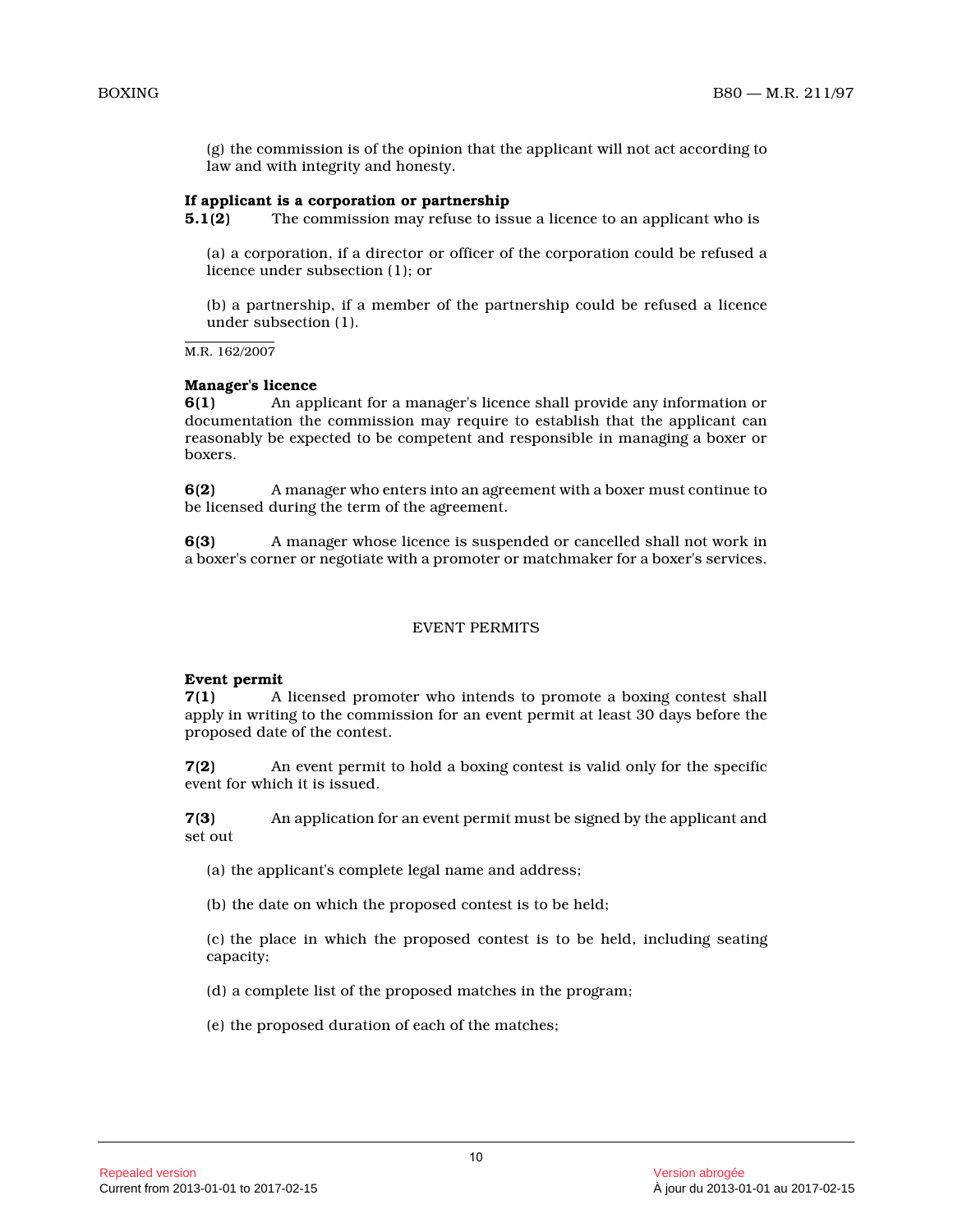(g) the commission is of the opinion that the applicant will not act according to law and with integrity and honesty.

**If applicant is a corporation or partnership**

**5.1(2)** The commission may refuse to issue a licence to an applicant who is

(a) a corporation, if a director or officer of the corporation could be refused a licence under subsection (1); or

(b) a partnership, if a member of the partnership could be refused a licence under subsection (1).

M.R. 162/2007

**Manager's licence**

**6(1)** An applicant for a manager's licence shall provide any information or documentation the commission may require to establish that the applicant can reasonably be expected to be competent and responsible in managing a boxer or boxers.

**6(2)** A manager who enters into an agreement with a boxer must continue to be licensed during the term of the agreement.

**6(3)** A manager whose licence is suspended or cancelled shall not work in a boxer's corner or negotiate with a promoter or matchmaker for a boxer's services.

## EVENT PERMITS

**Event permit**

**7(1)** A licensed promoter who intends to promote a boxing contest shall apply in writing to the commission for an event permit at least 30 days before the proposed date of the contest.

**7(2)** An event permit to hold a boxing contest is valid only for the specific event for which it is issued.

**7(3)** An application for an event permit must be signed by the applicant and set out

(a) the applicant's complete legal name and address;

(b) the date on which the proposed contest is to be held;

(c) the place in which the proposed contest is to be held, including seating capacity;

(d) a complete list of the proposed matches in the program;

(e) the proposed duration of each of the matches;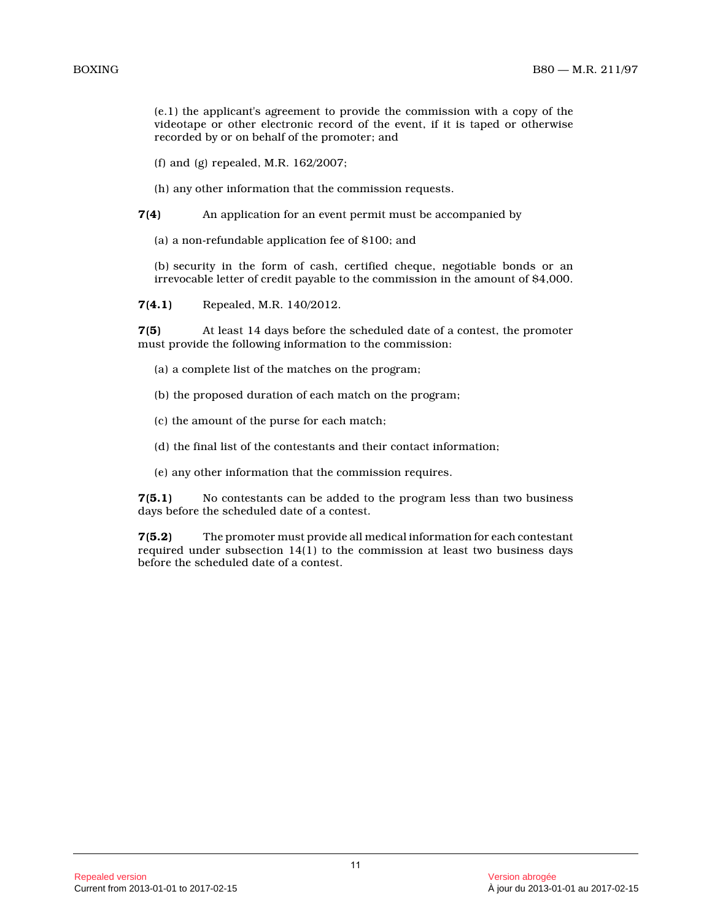(e.1) the applicant's agreement to provide the commission with a copy of the videotape or other electronic record of the event, if it is taped or otherwise recorded by or on behalf of the promoter; and

(f) and (g) repealed, M.R. 162/2007;

(h) any other information that the commission requests.

**7(4)** An application for an event permit must be accompanied by

(a) a non-refundable application fee of $100; and

(b) security in the form of cash, certified cheque, negotiable bonds or an irrevocable letter of credit payable to the commission in the amount of $4,000.

**7(4.1)** Repealed, M.R. 140/2012.

**7(5)** At least 14 days before the scheduled date of a contest, the promoter must provide the following information to the commission:

(a) a complete list of the matches on the program;

(b) the proposed duration of each match on the program;

(c) the amount of the purse for each match;

(d) the final list of the contestants and their contact information;

(e) any other information that the commission requires.

**7(5.1)** No contestants can be added to the program less than two business days before the scheduled date of a contest.

**7(5.2)** The promoter must provide all medical information for each contestant required under subsection 14(1) to the commission at least two business days before the scheduled date of a contest.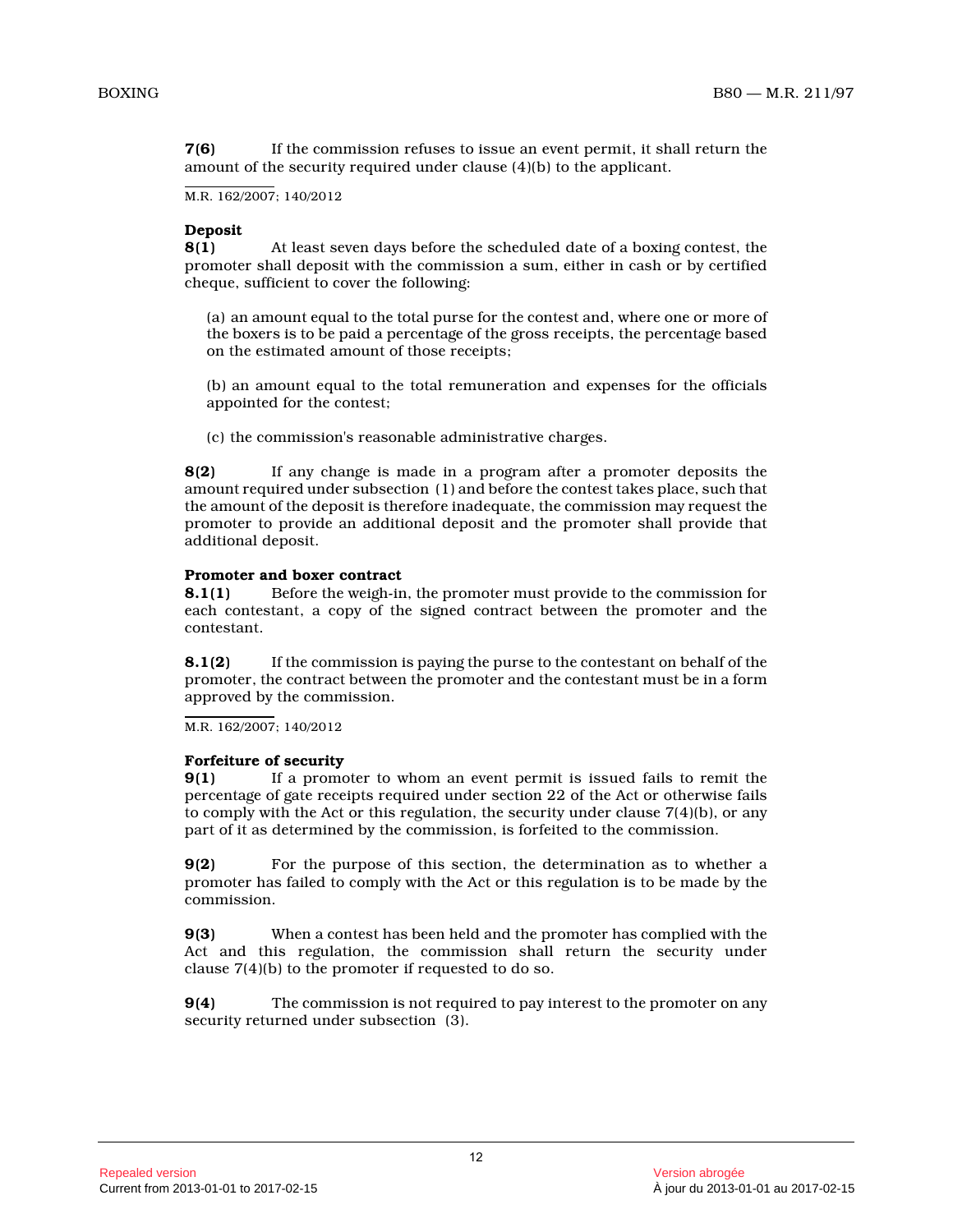**7(6)** If the commission refuses to issue an event permit, it shall return the amount of the security required under clause (4)(b) to the applicant.

M.R. 162/2007; 140/2012

**Deposit**

**8(1)** At least seven days before the scheduled date of a boxing contest, the promoter shall deposit with the commission a sum, either in cash or by certified cheque, sufficient to cover the following:

(a) an amount equal to the total purse for the contest and, where one or more of the boxers is to be paid a percentage of the gross receipts, the percentage based on the estimated amount of those receipts;

(b) an amount equal to the total remuneration and expenses for the officials appointed for the contest;

(c) the commission's reasonable administrative charges.

**8(2)** If any change is made in a program after a promoter deposits the amount required under subsection (1) and before the contest takes place, such that the amount of the deposit is therefore inadequate, the commission may request the promoter to provide an additional deposit and the promoter shall provide that additional deposit.

**Promoter and boxer contract**

**8.1(1)** Before the weigh-in, the promoter must provide to the commission for each contestant, a copy of the signed contract between the promoter and the contestant.

**8.1(2)** If the commission is paying the purse to the contestant on behalf of the promoter, the contract between the promoter and the contestant must be in a form approved by the commission.

M.R. 162/2007; 140/2012

**Forfeiture of security**

**9(1)** If a promoter to whom an event permit is issued fails to remit the percentage of gate receipts required under section 22 of the Act or otherwise fails to comply with the Act or this regulation, the security under clause 7(4)(b), or any part of it as determined by the commission, is forfeited to the commission.

**9(2)** For the purpose of this section, the determination as to whether a promoter has failed to comply with the Act or this regulation is to be made by the commission.

**9(3)** When a contest has been held and the promoter has complied with the Act and this regulation, the commission shall return the security under clause 7(4)(b) to the promoter if requested to do so.

**9(4)** The commission is not required to pay interest to the promoter on any security returned under subsection (3).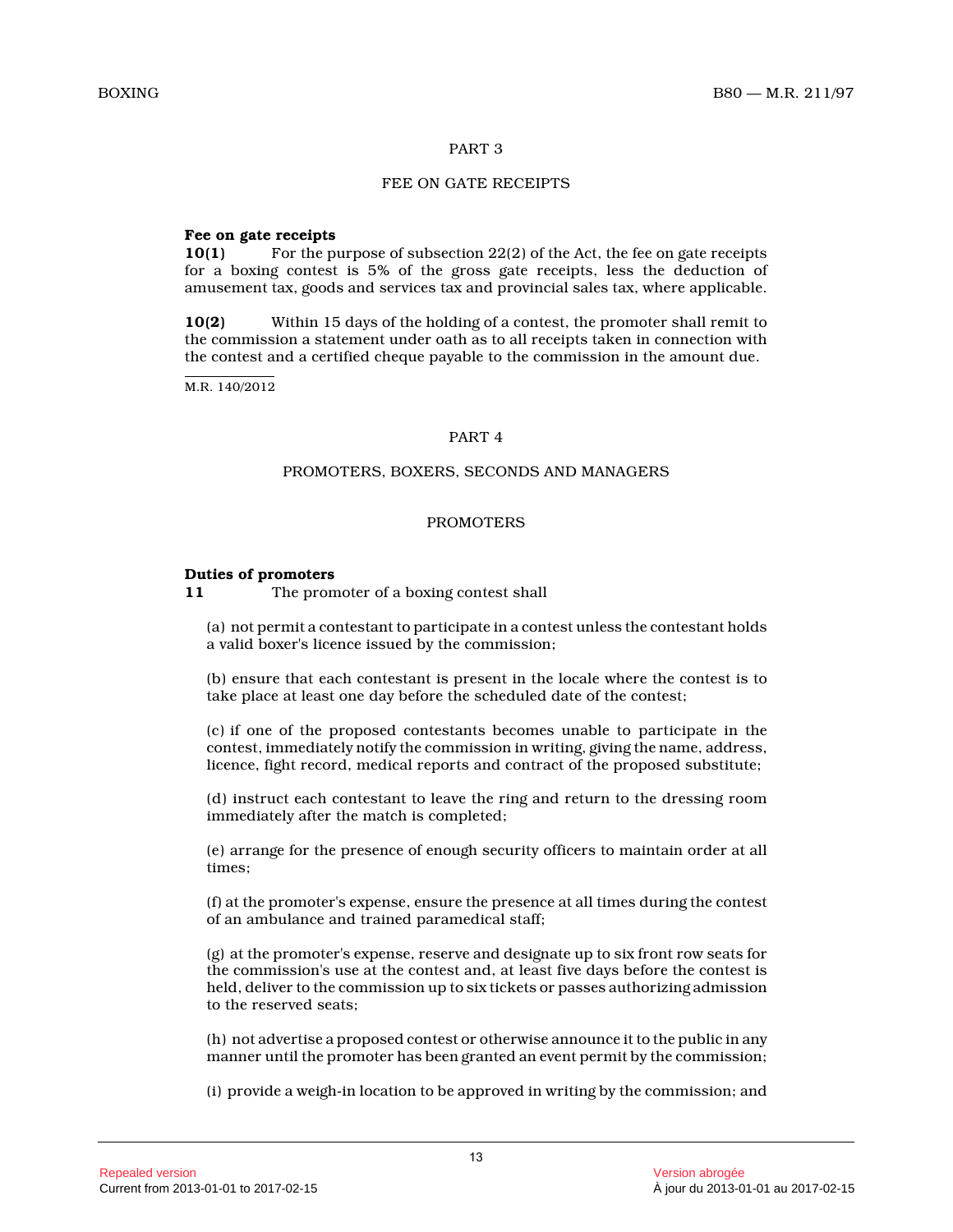## PART 3

## FEE ON GATE RECEIPTS

**Fee on gate receipts**

**10(1)** For the purpose of subsection 22(2) of the Act, the fee on gate receipts for a boxing contest is 5% of the gross gate receipts, less the deduction of amusement tax, goods and services tax and provincial sales tax, where applicable.

**10(2)** Within 15 days of the holding of a contest, the promoter shall remit to the commission a statement under oath as to all receipts taken in connection with the contest and a certified cheque payable to the commission in the amount due.

M.R. 140/2012

## PART 4

## PROMOTERS, BOXERS, SECONDS AND MANAGERS

### PROMOTERS

**Duties of promoters**

**11** The promoter of a boxing contest shall

(a) not permit a contestant to participate in a contest unless the contestant holds a valid boxer's licence issued by the commission;

(b) ensure that each contestant is present in the locale where the contest is to take place at least one day before the scheduled date of the contest;

(c) if one of the proposed contestants becomes unable to participate in the contest, immediately notify the commission in writing, giving the name, address, licence, fight record, medical reports and contract of the proposed substitute;

(d) instruct each contestant to leave the ring and return to the dressing room immediately after the match is completed;

(e) arrange for the presence of enough security officers to maintain order at all times;

(f) at the promoter's expense, ensure the presence at all times during the contest of an ambulance and trained paramedical staff;

(g) at the promoter's expense, reserve and designate up to six front row seats for the commission's use at the contest and, at least five days before the contest is held, deliver to the commission up to six tickets or passes authorizing admission to the reserved seats;

(h) not advertise a proposed contest or otherwise announce it to the public in any manner until the promoter has been granted an event permit by the commission;

(i) provide a weigh-in location to be approved in writing by the commission; and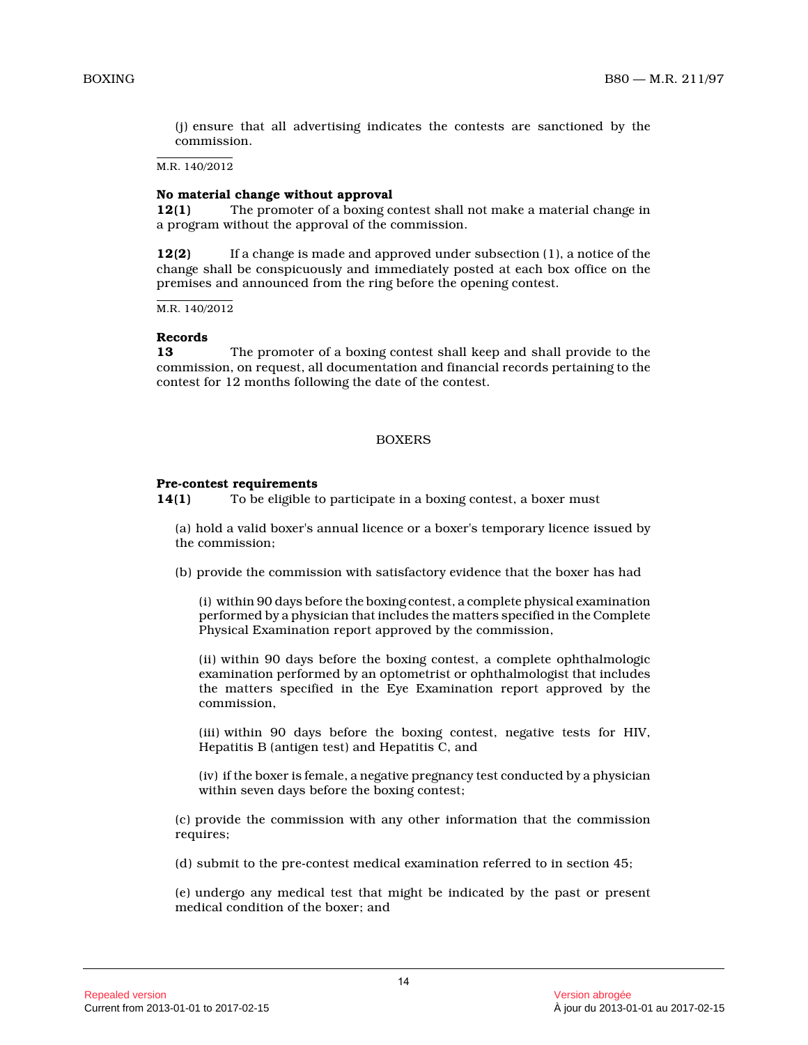(j) ensure that all advertising indicates the contests are sanctioned by the commission.

M.R. 140/2012

**No material change without approval**

**12(1)** The promoter of a boxing contest shall not make a material change in a program without the approval of the commission.

**12(2)** If a change is made and approved under subsection (1), a notice of the change shall be conspicuously and immediately posted at each box office on the premises and announced from the ring before the opening contest.

M.R. 140/2012

**Records**

**13** The promoter of a boxing contest shall keep and shall provide to the commission, on request, all documentation and financial records pertaining to the contest for 12 months following the date of the contest.

BOXERS

**Pre-contest requirements**

**14(1)** To be eligible to participate in a boxing contest, a boxer must

(a) hold a valid boxer's annual licence or a boxer's temporary licence issued by the commission;

(b) provide the commission with satisfactory evidence that the boxer has had

(i) within 90 days before the boxing contest, a complete physical examination performed by a physician that includes the matters specified in the Complete Physical Examination report approved by the commission,

(ii) within 90 days before the boxing contest, a complete ophthalmologic examination performed by an optometrist or ophthalmologist that includes the matters specified in the Eye Examination report approved by the commission,

(iii) within 90 days before the boxing contest, negative tests for HIV, Hepatitis B (antigen test) and Hepatitis C, and

(iv) if the boxer is female, a negative pregnancy test conducted by a physician within seven days before the boxing contest;

(c) provide the commission with any other information that the commission requires;

(d) submit to the pre-contest medical examination referred to in section 45;

(e) undergo any medical test that might be indicated by the past or present medical condition of the boxer; and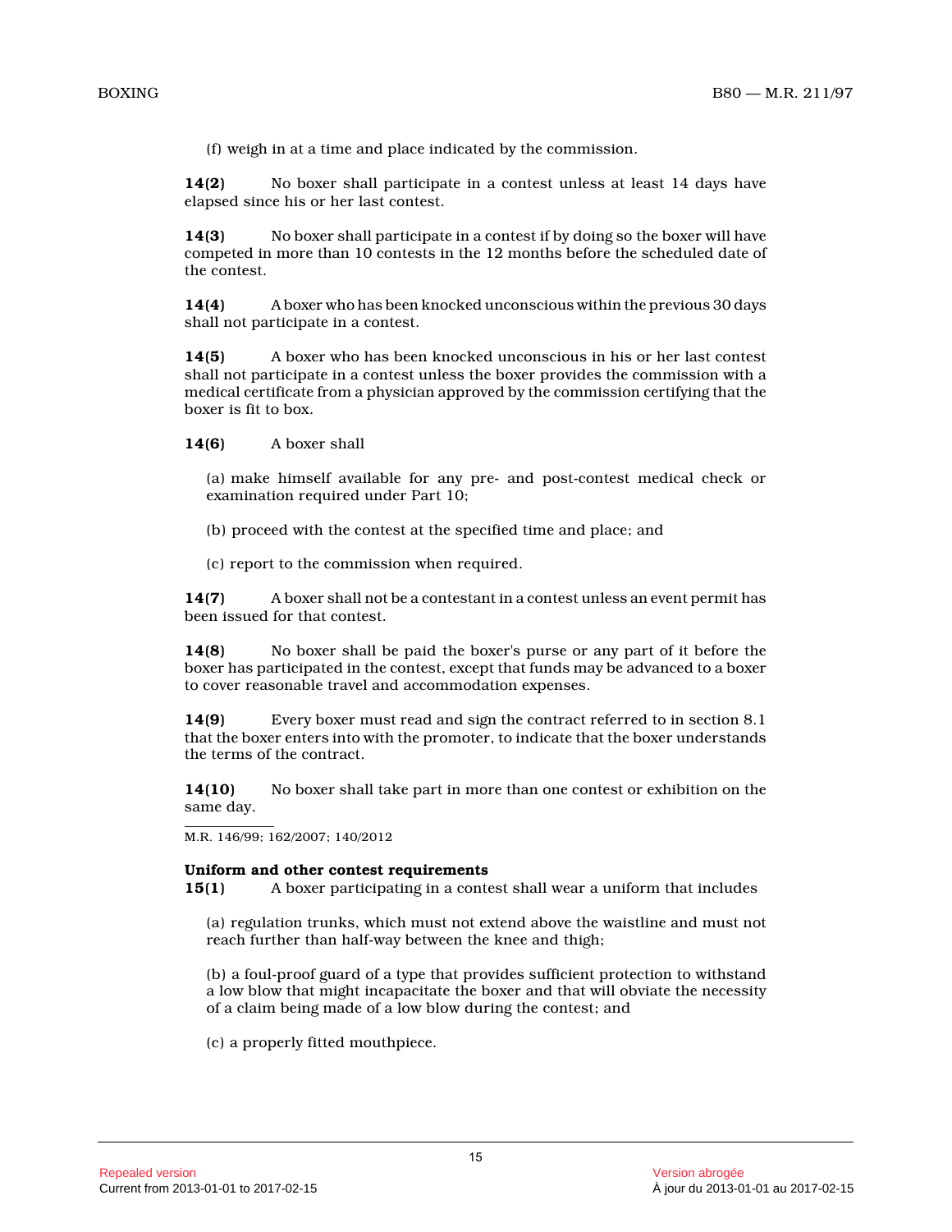(f) weigh in at a time and place indicated by the commission.

**14(2)** No boxer shall participate in a contest unless at least 14 days have elapsed since his or her last contest.

**14(3)** No boxer shall participate in a contest if by doing so the boxer will have competed in more than 10 contests in the 12 months before the scheduled date of the contest.

**14(4)** A boxer who has been knocked unconscious within the previous 30 days shall not participate in a contest.

**14(5)** A boxer who has been knocked unconscious in his or her last contest shall not participate in a contest unless the boxer provides the commission with a medical certificate from a physician approved by the commission certifying that the boxer is fit to box.

**14(6)** A boxer shall

(a) make himself available for any pre- and post-contest medical check or examination required under Part 10;

(b) proceed with the contest at the specified time and place; and

(c) report to the commission when required.

**14(7)** A boxer shall not be a contestant in a contest unless an event permit has been issued for that contest.

**14(8)** No boxer shall be paid the boxer's purse or any part of it before the boxer has participated in the contest, except that funds may be advanced to a boxer to cover reasonable travel and accommodation expenses.

**14(9)** Every boxer must read and sign the contract referred to in section 8.1 that the boxer enters into with the promoter, to indicate that the boxer understands the terms of the contract.

**14(10)** No boxer shall take part in more than one contest or exhibition on the same day.

M.R. 146/99; 162/2007; 140/2012

**Uniform and other contest requirements**

**15(1)** A boxer participating in a contest shall wear a uniform that includes

(a) regulation trunks, which must not extend above the waistline and must not reach further than half-way between the knee and thigh;

(b) a foul-proof guard of a type that provides sufficient protection to withstand a low blow that might incapacitate the boxer and that will obviate the necessity of a claim being made of a low blow during the contest; and

(c) a properly fitted mouthpiece.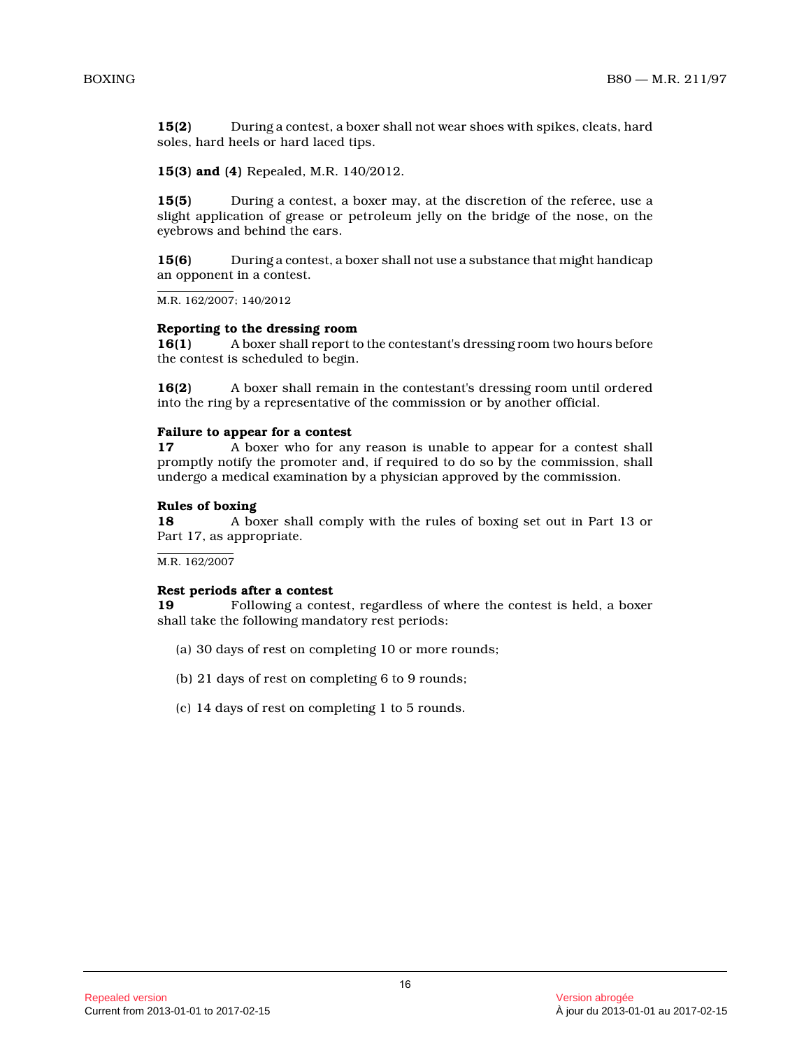**15(2)** During a contest, a boxer shall not wear shoes with spikes, cleats, hard soles, hard heels or hard laced tips.

**15(3) and (4)** Repealed, M.R. 140/2012.

**15(5)** During a contest, a boxer may, at the discretion of the referee, use a slight application of grease or petroleum jelly on the bridge of the nose, on the eyebrows and behind the ears.

**15(6)** During a contest, a boxer shall not use a substance that might handicap an opponent in a contest.

M.R. 162/2007; 140/2012

**Reporting to the dressing room**

**16(1)** A boxer shall report to the contestant's dressing room two hours before the contest is scheduled to begin.

**16(2)** A boxer shall remain in the contestant's dressing room until ordered into the ring by a representative of the commission or by another official.

**Failure to appear for a contest**

**17** A boxer who for any reason is unable to appear for a contest shall promptly notify the promoter and, if required to do so by the commission, shall undergo a medical examination by a physician approved by the commission.

**Rules of boxing**

**18** A boxer shall comply with the rules of boxing set out in Part 13 or Part 17, as appropriate.

M.R. 162/2007

**Rest periods after a contest**

**19** Following a contest, regardless of where the contest is held, a boxer shall take the following mandatory rest periods:

(a) 30 days of rest on completing 10 or more rounds;

(b) 21 days of rest on completing 6 to 9 rounds;

(c) 14 days of rest on completing 1 to 5 rounds.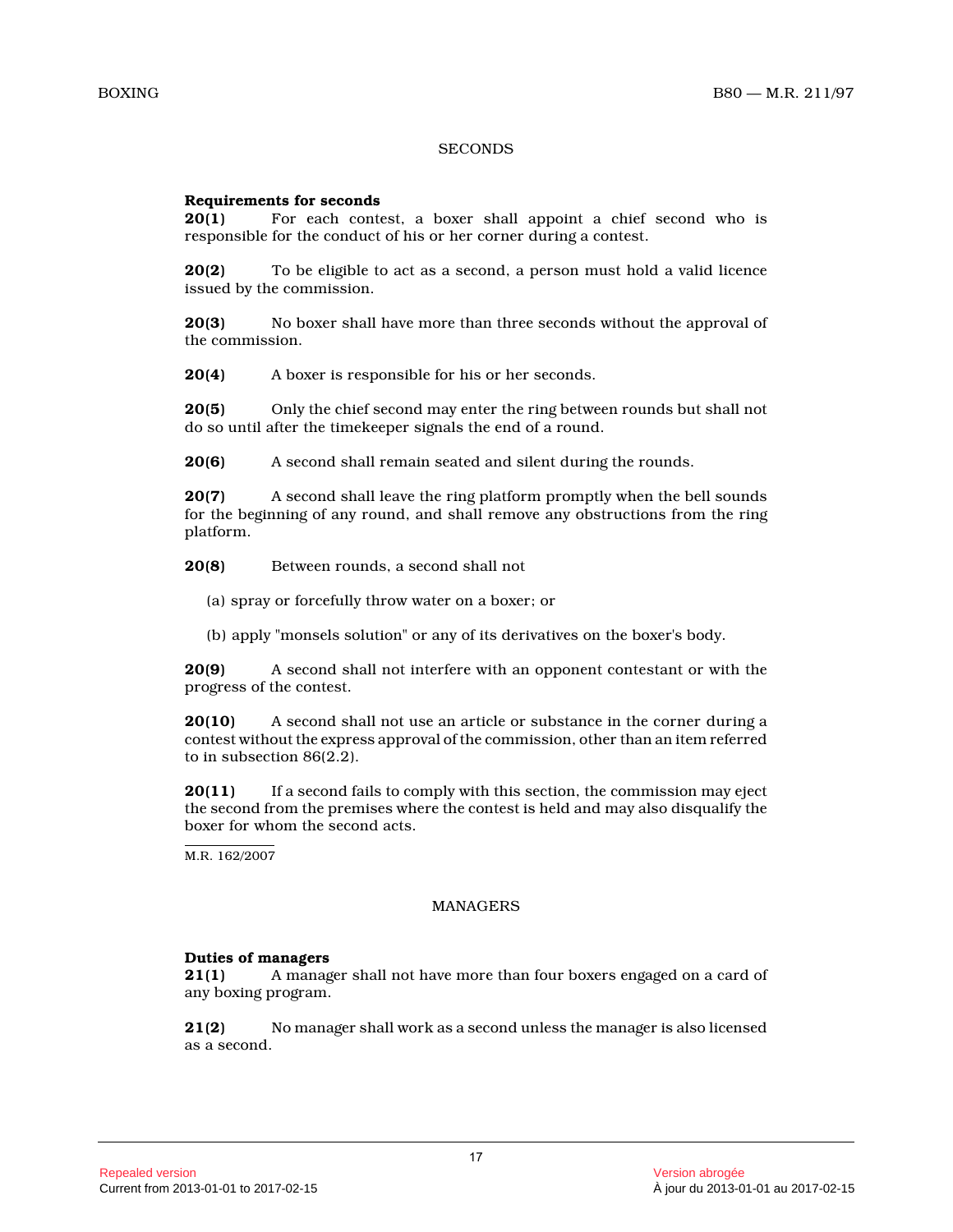## SECONDS

**Requirements for seconds**

**20(1)** For each contest, a boxer shall appoint a chief second who is responsible for the conduct of his or her corner during a contest.

**20(2)** To be eligible to act as a second, a person must hold a valid licence issued by the commission.

**20(3)** No boxer shall have more than three seconds without the approval of the commission.

**20(4)** A boxer is responsible for his or her seconds.

**20(5)** Only the chief second may enter the ring between rounds but shall not do so until after the timekeeper signals the end of a round.

**20(6)** A second shall remain seated and silent during the rounds.

**20(7)** A second shall leave the ring platform promptly when the bell sounds for the beginning of any round, and shall remove any obstructions from the ring platform.

**20(8)** Between rounds, a second shall not

(a) spray or forcefully throw water on a boxer; or

(b) apply "monsels solution" or any of its derivatives on the boxer's body.

**20(9)** A second shall not interfere with an opponent contestant or with the progress of the contest.

**20(10)** A second shall not use an article or substance in the corner during a contest without the express approval of the commission, other than an item referred to in subsection 86(2.2).

**20(11)** If a second fails to comply with this section, the commission may eject the second from the premises where the contest is held and may also disqualify the boxer for whom the second acts.

M.R. 162/2007

## MANAGERS

**Duties of managers**

**21(1)** A manager shall not have more than four boxers engaged on a card of any boxing program.

**21(2)** No manager shall work as a second unless the manager is also licensed as a second.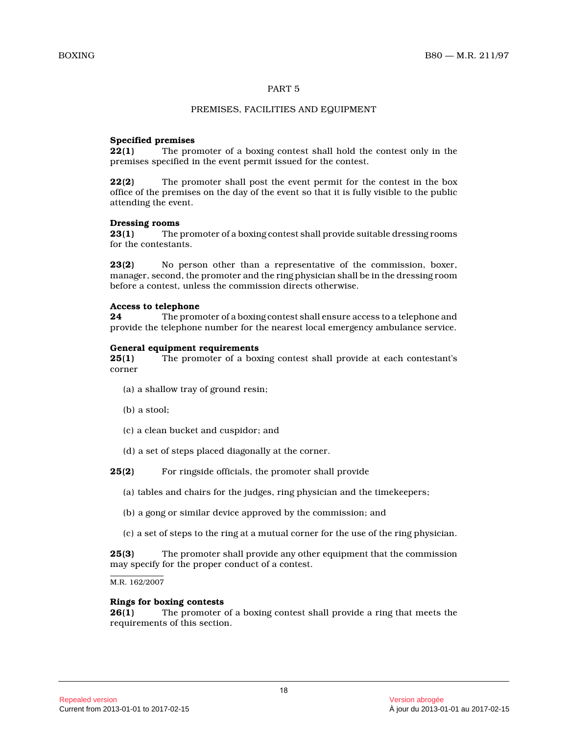## PART 5

## PREMISES, FACILITIES AND EQUIPMENT

**Specified premises**

**22(1)** The promoter of a boxing contest shall hold the contest only in the premises specified in the event permit issued for the contest.

**22(2)** The promoter shall post the event permit for the contest in the box office of the premises on the day of the event so that it is fully visible to the public attending the event.

**Dressing rooms**

**23(1)** The promoter of a boxing contest shall provide suitable dressing rooms for the contestants.

**23(2)** No person other than a representative of the commission, boxer, manager, second, the promoter and the ring physician shall be in the dressing room before a contest, unless the commission directs otherwise.

**Access to telephone**

**24** The promoter of a boxing contest shall ensure access to a telephone and provide the telephone number for the nearest local emergency ambulance service.

**General equipment requirements**

**25(1)** The promoter of a boxing contest shall provide at each contestant's corner

(a) a shallow tray of ground resin;

(b) a stool;

(c) a clean bucket and cuspidor; and

(d) a set of steps placed diagonally at the corner.

**25(2)** For ringside officials, the promoter shall provide

(a) tables and chairs for the judges, ring physician and the timekeepers;

(b) a gong or similar device approved by the commission; and

(c) a set of steps to the ring at a mutual corner for the use of the ring physician.

**25(3)** The promoter shall provide any other equipment that the commission may specify for the proper conduct of a contest.

M.R. 162/2007

**Rings for boxing contests**

**26(1)** The promoter of a boxing contest shall provide a ring that meets the requirements of this section.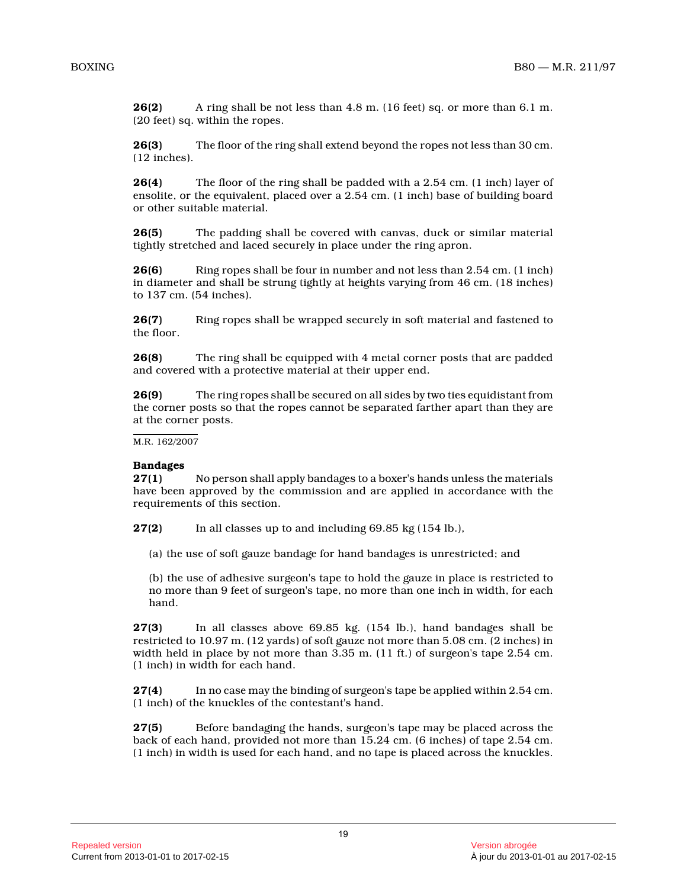**26(2)** A ring shall be not less than 4.8 m. (16 feet) sq. or more than 6.1 m. (20 feet) sq. within the ropes.

**26(3)** The floor of the ring shall extend beyond the ropes not less than 30 cm. (12 inches).

**26(4)** The floor of the ring shall be padded with a 2.54 cm. (1 inch) layer of ensolite, or the equivalent, placed over a 2.54 cm. (1 inch) base of building board or other suitable material.

**26(5)** The padding shall be covered with canvas, duck or similar material tightly stretched and laced securely in place under the ring apron.

**26(6)** Ring ropes shall be four in number and not less than 2.54 cm. (1 inch) in diameter and shall be strung tightly at heights varying from 46 cm. (18 inches) to 137 cm. (54 inches).

**26(7)** Ring ropes shall be wrapped securely in soft material and fastened to the floor.

**26(8)** The ring shall be equipped with 4 metal corner posts that are padded and covered with a protective material at their upper end.

**26(9)** The ring ropes shall be secured on all sides by two ties equidistant from the corner posts so that the ropes cannot be separated farther apart than they are at the corner posts.

M.R. 162/2007

**Bandages**

**27(1)** No person shall apply bandages to a boxer's hands unless the materials have been approved by the commission and are applied in accordance with the requirements of this section.

**27(2)** In all classes up to and including 69.85 kg (154 lb.),

(a) the use of soft gauze bandage for hand bandages is unrestricted; and

(b) the use of adhesive surgeon's tape to hold the gauze in place is restricted to no more than 9 feet of surgeon's tape, no more than one inch in width, for each hand.

**27(3)** In all classes above 69.85 kg. (154 lb.), hand bandages shall be restricted to 10.97 m. (12 yards) of soft gauze not more than 5.08 cm. (2 inches) in width held in place by not more than 3.35 m. (11 ft.) of surgeon's tape 2.54 cm. (1 inch) in width for each hand.

**27(4)** In no case may the binding of surgeon's tape be applied within 2.54 cm. (1 inch) of the knuckles of the contestant's hand.

**27(5)** Before bandaging the hands, surgeon's tape may be placed across the back of each hand, provided not more than 15.24 cm. (6 inches) of tape 2.54 cm. (1 inch) in width is used for each hand, and no tape is placed across the knuckles.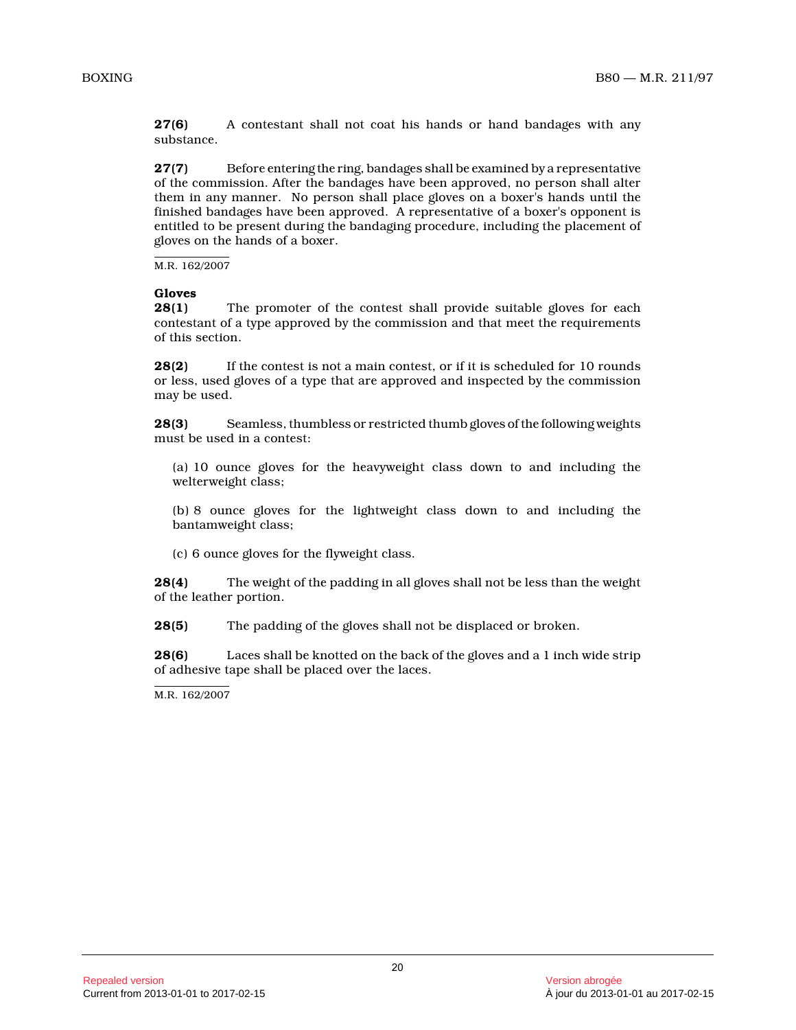**27(6)** A contestant shall not coat his hands or hand bandages with any substance.

**27(7)** Before entering the ring, bandages shall be examined by a representative of the commission. After the bandages have been approved, no person shall alter them in any manner. No person shall place gloves on a boxer's hands until the finished bandages have been approved. A representative of a boxer's opponent is entitled to be present during the bandaging procedure, including the placement of gloves on the hands of a boxer.

M.R. 162/2007

**Gloves**

**28(1)** The promoter of the contest shall provide suitable gloves for each contestant of a type approved by the commission and that meet the requirements of this section.

**28(2)** If the contest is not a main contest, or if it is scheduled for 10 rounds or less, used gloves of a type that are approved and inspected by the commission may be used.

**28(3)** Seamless, thumbless or restricted thumb gloves of the following weights must be used in a contest:

(a) 10 ounce gloves for the heavyweight class down to and including the welterweight class;

(b) 8 ounce gloves for the lightweight class down to and including the bantamweight class;

(c) 6 ounce gloves for the flyweight class.

**28(4)** The weight of the padding in all gloves shall not be less than the weight of the leather portion.

**28(5)** The padding of the gloves shall not be displaced or broken.

**28(6)** Laces shall be knotted on the back of the gloves and a 1 inch wide strip of adhesive tape shall be placed over the laces.

M.R. 162/2007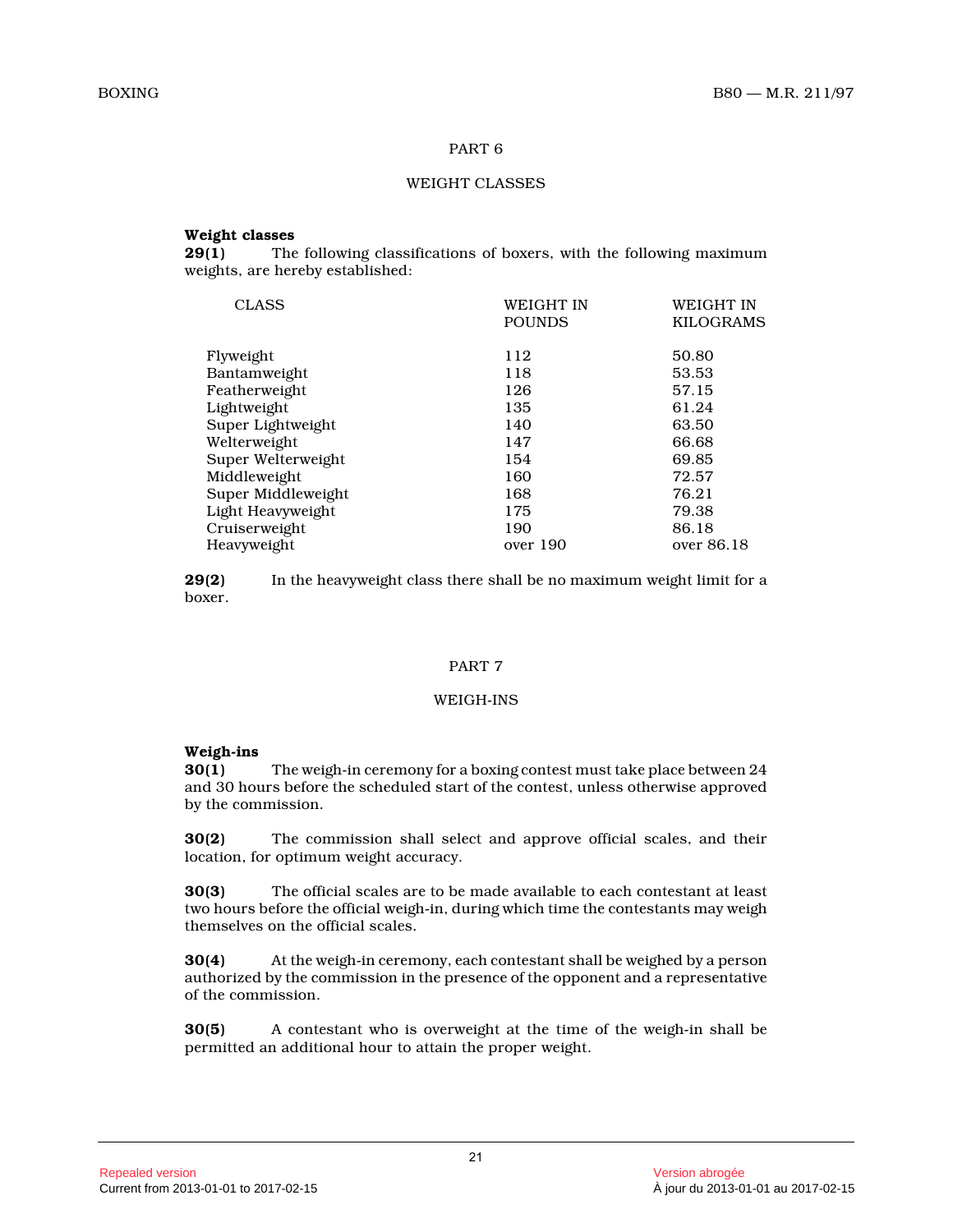## PART 6

## WEIGHT CLASSES

**Weight classes**

**29(1)** The following classifications of boxers, with the following maximum weights, are hereby established:

| CLASS | WEIGHT IN POUNDS | WEIGHT IN KILOGRAMS |
|---|---|---|
| Flyweight | 112 | 50.80 |
| Bantamweight | 118 | 53.53 |
| Featherweight | 126 | 57.15 |
| Lightweight | 135 | 61.24 |
| Super Lightweight | 140 | 63.50 |
| Welterweight | 147 | 66.68 |
| Super Welterweight | 154 | 69.85 |
| Middleweight | 160 | 72.57 |
| Super Middleweight | 168 | 76.21 |
| Light Heavyweight | 175 | 79.38 |
| Cruiserweight | 190 | 86.18 |
| Heavyweight | over 190 | over 86.18 |

**29(2)** In the heavyweight class there shall be no maximum weight limit for a boxer.

## PART 7

## WEIGH-INS

**Weigh-ins**

**30(1)** The weigh-in ceremony for a boxing contest must take place between 24 and 30 hours before the scheduled start of the contest, unless otherwise approved by the commission.

**30(2)** The commission shall select and approve official scales, and their location, for optimum weight accuracy.

**30(3)** The official scales are to be made available to each contestant at least two hours before the official weigh-in, during which time the contestants may weigh themselves on the official scales.

**30(4)** At the weigh-in ceremony, each contestant shall be weighed by a person authorized by the commission in the presence of the opponent and a representative of the commission.

**30(5)** A contestant who is overweight at the time of the weigh-in shall be permitted an additional hour to attain the proper weight.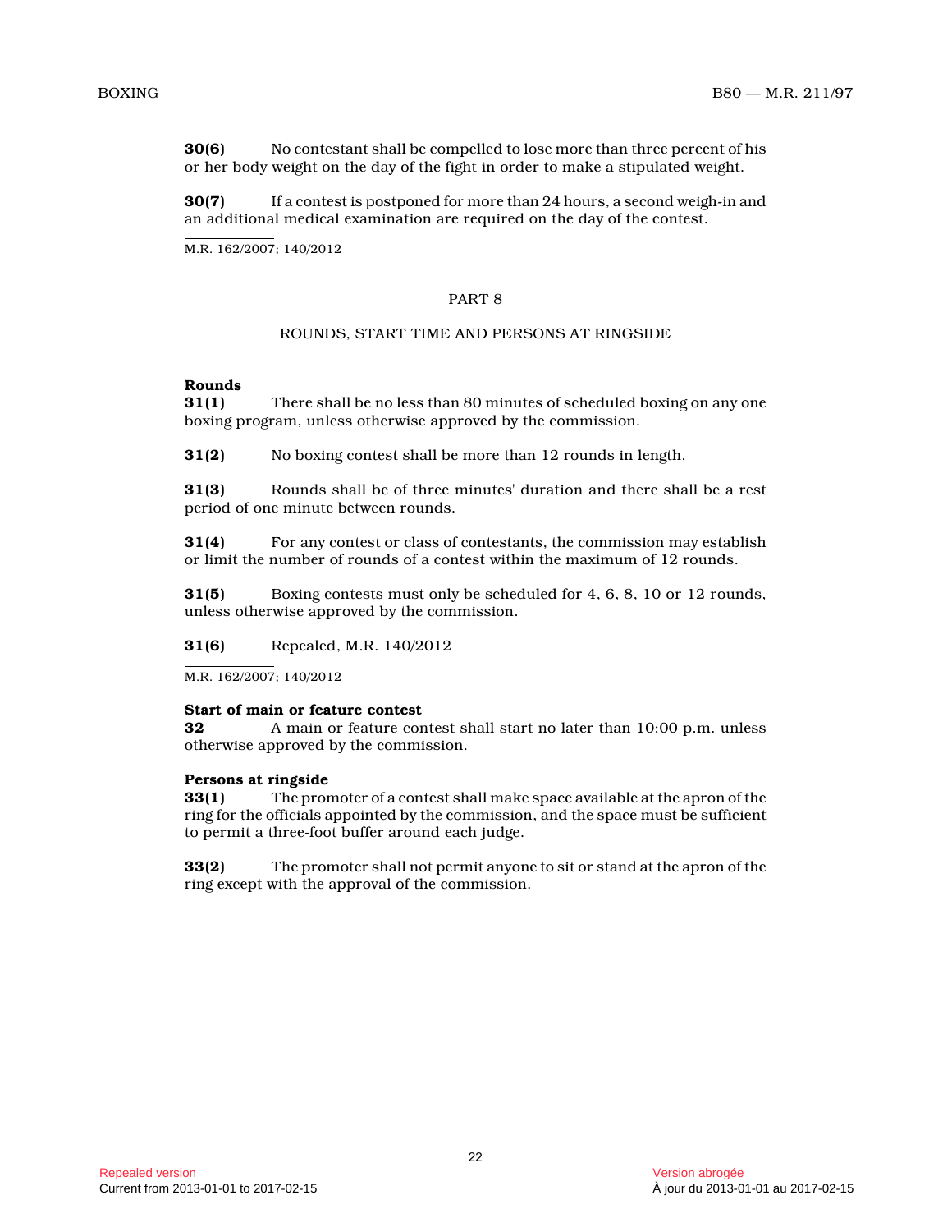**30(6)** No contestant shall be compelled to lose more than three percent of his or her body weight on the day of the fight in order to make a stipulated weight.

**30(7)** If a contest is postponed for more than 24 hours, a second weigh-in and an additional medical examination are required on the day of the contest.

M.R. 162/2007; 140/2012

## PART 8

## ROUNDS, START TIME AND PERSONS AT RINGSIDE

**Rounds**

**31(1)** There shall be no less than 80 minutes of scheduled boxing on any one boxing program, unless otherwise approved by the commission.

**31(2)** No boxing contest shall be more than 12 rounds in length.

**31(3)** Rounds shall be of three minutes' duration and there shall be a rest period of one minute between rounds.

**31(4)** For any contest or class of contestants, the commission may establish or limit the number of rounds of a contest within the maximum of 12 rounds.

**31(5)** Boxing contests must only be scheduled for 4, 6, 8, 10 or 12 rounds, unless otherwise approved by the commission.

**31(6)** Repealed, M.R. 140/2012

M.R. 162/2007; 140/2012

**Start of main or feature contest**

**32** A main or feature contest shall start no later than 10:00 p.m. unless otherwise approved by the commission.

**Persons at ringside**

**33(1)** The promoter of a contest shall make space available at the apron of the ring for the officials appointed by the commission, and the space must be sufficient to permit a three-foot buffer around each judge.

**33(2)** The promoter shall not permit anyone to sit or stand at the apron of the ring except with the approval of the commission.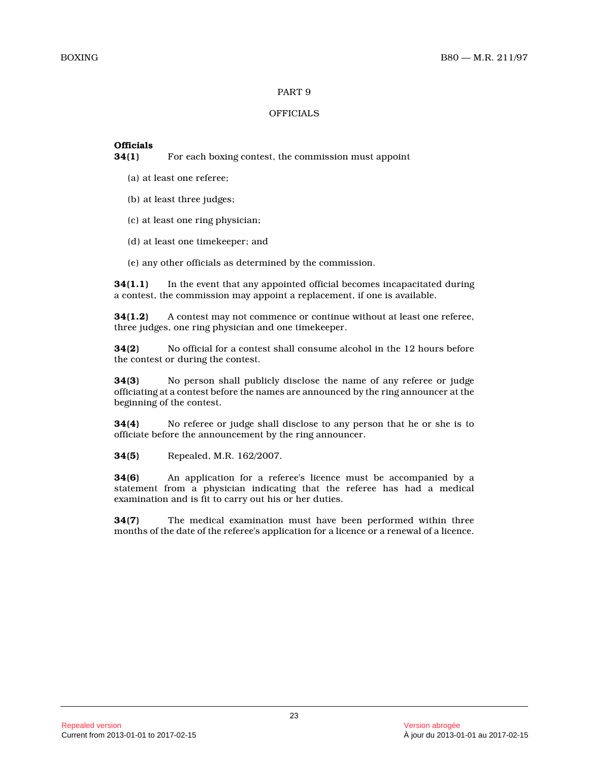## PART 9

## OFFICIALS

**Officials**

**34(1)** For each boxing contest, the commission must appoint

(a) at least one referee;

(b) at least three judges;

(c) at least one ring physician;

(d) at least one timekeeper; and

(e) any other officials as determined by the commission.

**34(1.1)** In the event that any appointed official becomes incapacitated during a contest, the commission may appoint a replacement, if one is available.

**34(1.2)** A contest may not commence or continue without at least one referee, three judges, one ring physician and one timekeeper.

**34(2)** No official for a contest shall consume alcohol in the 12 hours before the contest or during the contest.

**34(3)** No person shall publicly disclose the name of any referee or judge officiating at a contest before the names are announced by the ring announcer at the beginning of the contest.

**34(4)** No referee or judge shall disclose to any person that he or she is to officiate before the announcement by the ring announcer.

**34(5)** Repealed, M.R. 162/2007.

**34(6)** An application for a referee's licence must be accompanied by a statement from a physician indicating that the referee has had a medical examination and is fit to carry out his or her duties.

**34(7)** The medical examination must have been performed within three months of the date of the referee's application for a licence or a renewal of a licence.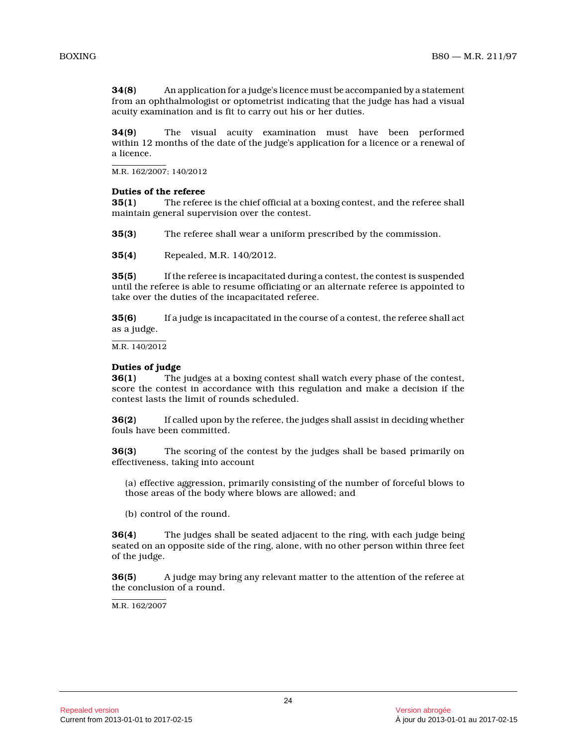**34(8)** An application for a judge's licence must be accompanied by a statement from an ophthalmologist or optometrist indicating that the judge has had a visual acuity examination and is fit to carry out his or her duties.

**34(9)** The visual acuity examination must have been performed within 12 months of the date of the judge's application for a licence or a renewal of a licence.

M.R. 162/2007; 140/2012

**Duties of the referee**

**35(1)** The referee is the chief official at a boxing contest, and the referee shall maintain general supervision over the contest.

**35(3)** The referee shall wear a uniform prescribed by the commission.

**35(4)** Repealed, M.R. 140/2012.

**35(5)** If the referee is incapacitated during a contest, the contest is suspended until the referee is able to resume officiating or an alternate referee is appointed to take over the duties of the incapacitated referee.

**35(6)** If a judge is incapacitated in the course of a contest, the referee shall act as a judge.

M.R. 140/2012

**Duties of judge**

**36(1)** The judges at a boxing contest shall watch every phase of the contest, score the contest in accordance with this regulation and make a decision if the contest lasts the limit of rounds scheduled.

**36(2)** If called upon by the referee, the judges shall assist in deciding whether fouls have been committed.

**36(3)** The scoring of the contest by the judges shall be based primarily on effectiveness, taking into account

(a) effective aggression, primarily consisting of the number of forceful blows to those areas of the body where blows are allowed; and

(b) control of the round.

**36(4)** The judges shall be seated adjacent to the ring, with each judge being seated on an opposite side of the ring, alone, with no other person within three feet of the judge.

**36(5)** A judge may bring any relevant matter to the attention of the referee at the conclusion of a round.

M.R. 162/2007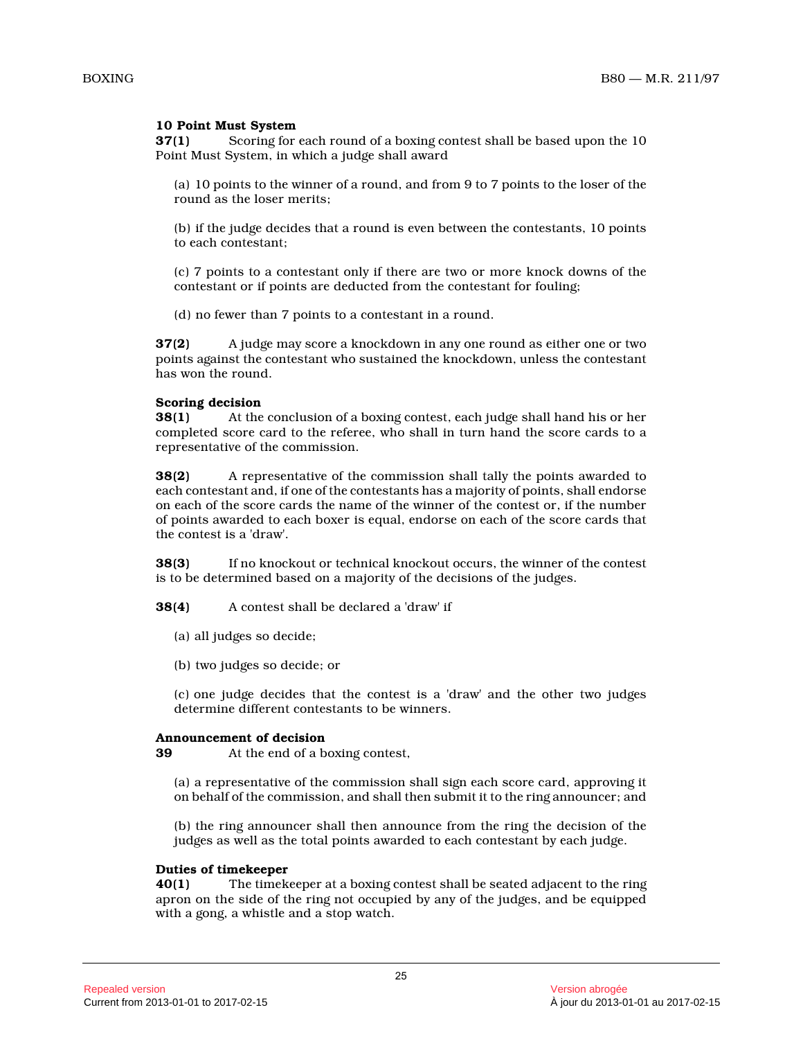**10 Point Must System**

**37(1)** Scoring for each round of a boxing contest shall be based upon the 10 Point Must System, in which a judge shall award

(a) 10 points to the winner of a round, and from 9 to 7 points to the loser of the round as the loser merits;

(b) if the judge decides that a round is even between the contestants, 10 points to each contestant;

(c) 7 points to a contestant only if there are two or more knock downs of the contestant or if points are deducted from the contestant for fouling;

(d) no fewer than 7 points to a contestant in a round.

**37(2)** A judge may score a knockdown in any one round as either one or two points against the contestant who sustained the knockdown, unless the contestant has won the round.

**Scoring decision**

**38(1)** At the conclusion of a boxing contest, each judge shall hand his or her completed score card to the referee, who shall in turn hand the score cards to a representative of the commission.

**38(2)** A representative of the commission shall tally the points awarded to each contestant and, if one of the contestants has a majority of points, shall endorse on each of the score cards the name of the winner of the contest or, if the number of points awarded to each boxer is equal, endorse on each of the score cards that the contest is a 'draw'.

**38(3)** If no knockout or technical knockout occurs, the winner of the contest is to be determined based on a majority of the decisions of the judges.

**38(4)** A contest shall be declared a 'draw' if

(a) all judges so decide;

(b) two judges so decide; or

(c) one judge decides that the contest is a 'draw' and the other two judges determine different contestants to be winners.

**Announcement of decision**

**39** At the end of a boxing contest,

(a) a representative of the commission shall sign each score card, approving it on behalf of the commission, and shall then submit it to the ring announcer; and

(b) the ring announcer shall then announce from the ring the decision of the judges as well as the total points awarded to each contestant by each judge.

**Duties of timekeeper**

**40(1)** The timekeeper at a boxing contest shall be seated adjacent to the ring apron on the side of the ring not occupied by any of the judges, and be equipped with a gong, a whistle and a stop watch.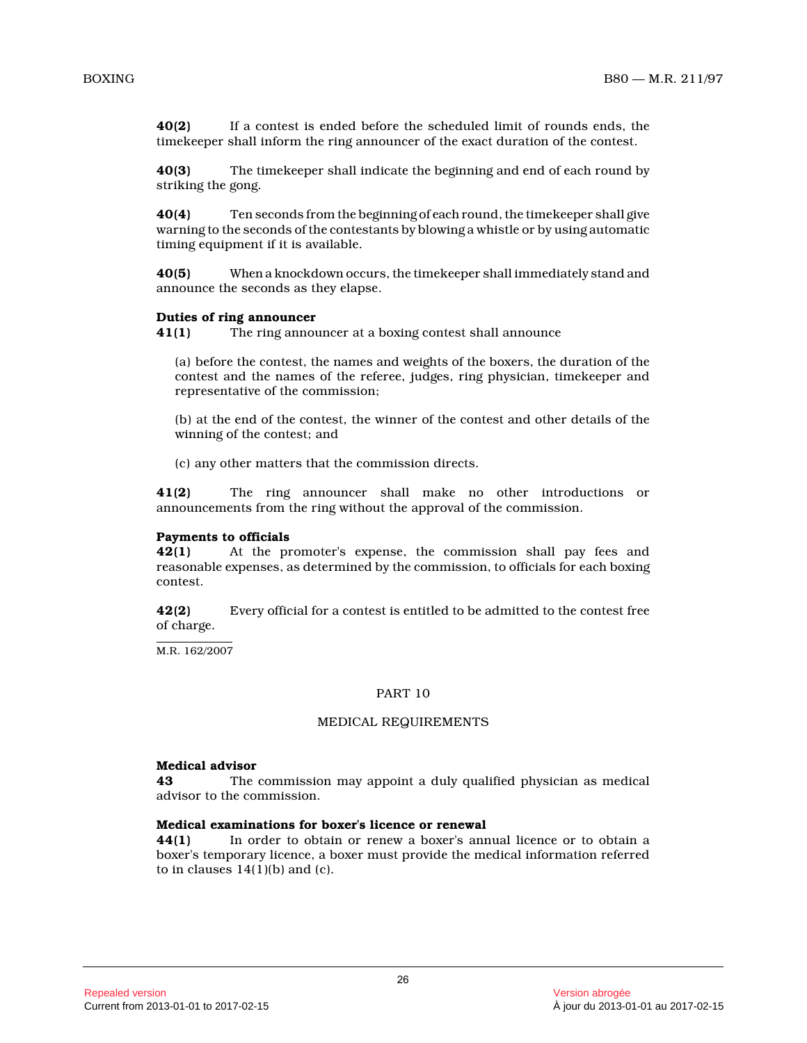**40(2)** If a contest is ended before the scheduled limit of rounds ends, the timekeeper shall inform the ring announcer of the exact duration of the contest.

**40(3)** The timekeeper shall indicate the beginning and end of each round by striking the gong.

**40(4)** Ten seconds from the beginning of each round, the timekeeper shall give warning to the seconds of the contestants by blowing a whistle or by using automatic timing equipment if it is available.

**40(5)** When a knockdown occurs, the timekeeper shall immediately stand and announce the seconds as they elapse.

**Duties of ring announcer**

**41(1)** The ring announcer at a boxing contest shall announce

(a) before the contest, the names and weights of the boxers, the duration of the contest and the names of the referee, judges, ring physician, timekeeper and representative of the commission;

(b) at the end of the contest, the winner of the contest and other details of the winning of the contest; and

(c) any other matters that the commission directs.

**41(2)** The ring announcer shall make no other introductions or announcements from the ring without the approval of the commission.

**Payments to officials**

**42(1)** At the promoter's expense, the commission shall pay fees and reasonable expenses, as determined by the commission, to officials for each boxing contest.

**42(2)** Every official for a contest is entitled to be admitted to the contest free of charge.

M.R. 162/2007

PART 10

MEDICAL REQUIREMENTS

**Medical advisor**

**43** The commission may appoint a duly qualified physician as medical advisor to the commission.

**Medical examinations for boxer's licence or renewal**

**44(1)** In order to obtain or renew a boxer's annual licence or to obtain a boxer's temporary licence, a boxer must provide the medical information referred to in clauses 14(1)(b) and (c).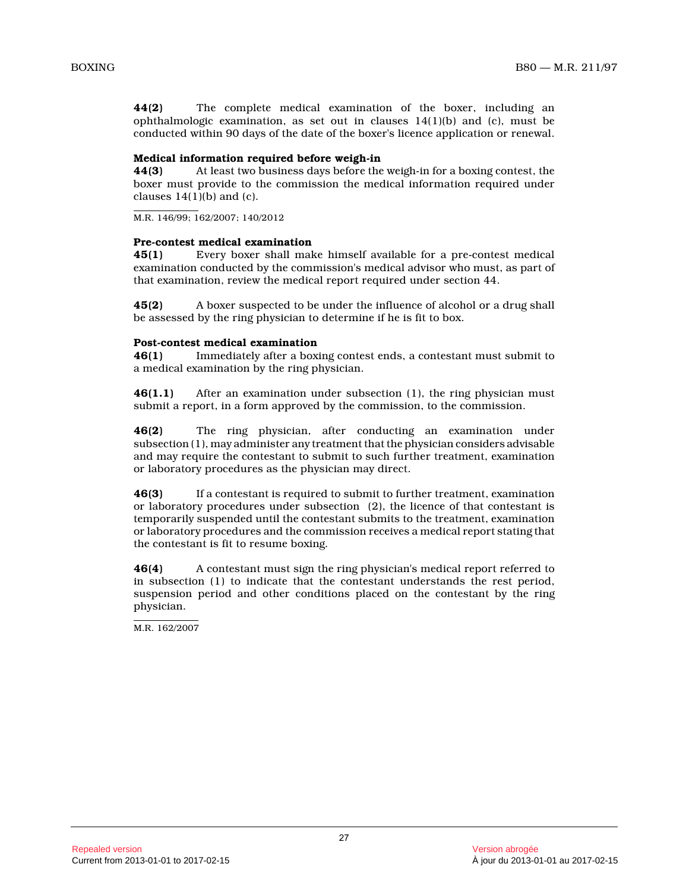**44(2)** The complete medical examination of the boxer, including an ophthalmologic examination, as set out in clauses 14(1)(b) and (c), must be conducted within 90 days of the date of the boxer's licence application or renewal.

**Medical information required before weigh-in**

**44(3)** At least two business days before the weigh-in for a boxing contest, the boxer must provide to the commission the medical information required under clauses 14(1)(b) and (c).

M.R. 146/99; 162/2007; 140/2012

**Pre-contest medical examination**

**45(1)** Every boxer shall make himself available for a pre-contest medical examination conducted by the commission's medical advisor who must, as part of that examination, review the medical report required under section 44.

**45(2)** A boxer suspected to be under the influence of alcohol or a drug shall be assessed by the ring physician to determine if he is fit to box.

**Post-contest medical examination**

**46(1)** Immediately after a boxing contest ends, a contestant must submit to a medical examination by the ring physician.

**46(1.1)** After an examination under subsection (1), the ring physician must submit a report, in a form approved by the commission, to the commission.

**46(2)** The ring physician, after conducting an examination under subsection (1), may administer any treatment that the physician considers advisable and may require the contestant to submit to such further treatment, examination or laboratory procedures as the physician may direct.

**46(3)** If a contestant is required to submit to further treatment, examination or laboratory procedures under subsection (2), the licence of that contestant is temporarily suspended until the contestant submits to the treatment, examination or laboratory procedures and the commission receives a medical report stating that the contestant is fit to resume boxing.

**46(4)** A contestant must sign the ring physician's medical report referred to in subsection (1) to indicate that the contestant understands the rest period, suspension period and other conditions placed on the contestant by the ring physician.

M.R. 162/2007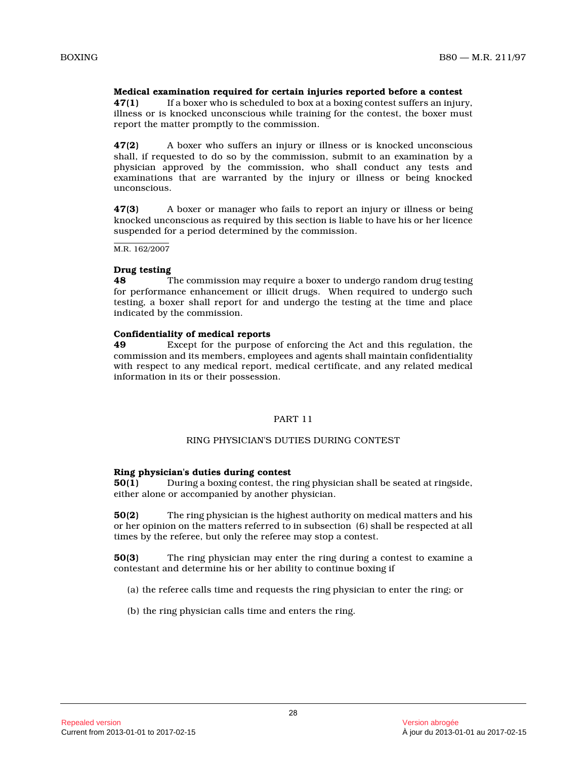**Medical examination required for certain injuries reported before a contest**

**47(1)** If a boxer who is scheduled to box at a boxing contest suffers an injury, illness or is knocked unconscious while training for the contest, the boxer must report the matter promptly to the commission.

**47(2)** A boxer who suffers an injury or illness or is knocked unconscious shall, if requested to do so by the commission, submit to an examination by a physician approved by the commission, who shall conduct any tests and examinations that are warranted by the injury or illness or being knocked unconscious.

**47(3)** A boxer or manager who fails to report an injury or illness or being knocked unconscious as required by this section is liable to have his or her licence suspended for a period determined by the commission.

M.R. 162/2007

**Drug testing**

**48** The commission may require a boxer to undergo random drug testing for performance enhancement or illicit drugs. When required to undergo such testing, a boxer shall report for and undergo the testing at the time and place indicated by the commission.

**Confidentiality of medical reports**

**49** Except for the purpose of enforcing the Act and this regulation, the commission and its members, employees and agents shall maintain confidentiality with respect to any medical report, medical certificate, and any related medical information in its or their possession.

## PART 11

## RING PHYSICIAN'S DUTIES DURING CONTEST

**Ring physician's duties during contest**

**50(1)** During a boxing contest, the ring physician shall be seated at ringside, either alone or accompanied by another physician.

**50(2)** The ring physician is the highest authority on medical matters and his or her opinion on the matters referred to in subsection (6) shall be respected at all times by the referee, but only the referee may stop a contest.

**50(3)** The ring physician may enter the ring during a contest to examine a contestant and determine his or her ability to continue boxing if

(a) the referee calls time and requests the ring physician to enter the ring; or

(b) the ring physician calls time and enters the ring.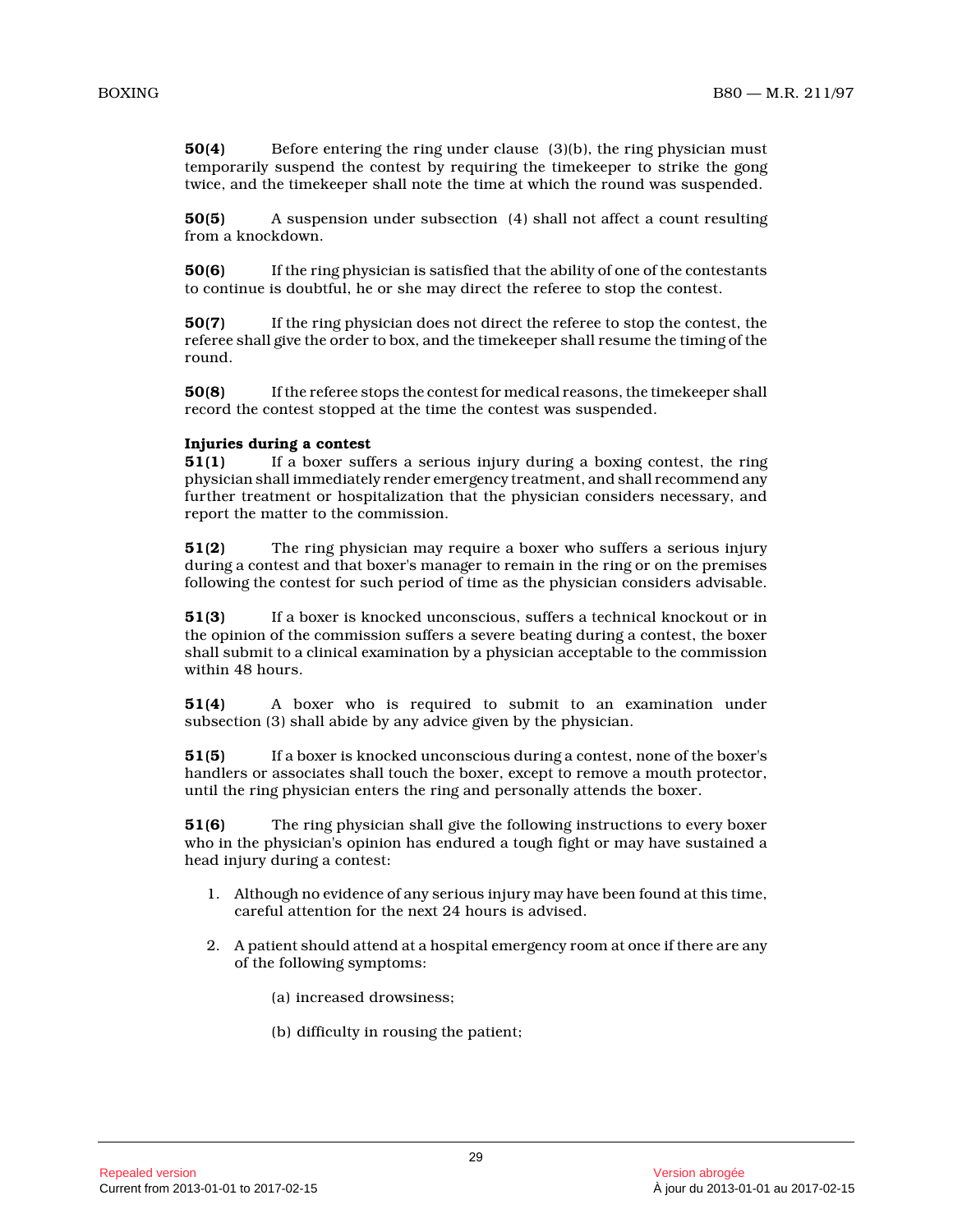**50(4)** Before entering the ring under clause (3)(b), the ring physician must temporarily suspend the contest by requiring the timekeeper to strike the gong twice, and the timekeeper shall note the time at which the round was suspended.

**50(5)** A suspension under subsection (4) shall not affect a count resulting from a knockdown.

**50(6)** If the ring physician is satisfied that the ability of one of the contestants to continue is doubtful, he or she may direct the referee to stop the contest.

**50(7)** If the ring physician does not direct the referee to stop the contest, the referee shall give the order to box, and the timekeeper shall resume the timing of the round.

**50(8)** If the referee stops the contest for medical reasons, the timekeeper shall record the contest stopped at the time the contest was suspended.

**Injuries during a contest**

**51(1)** If a boxer suffers a serious injury during a boxing contest, the ring physician shall immediately render emergency treatment, and shall recommend any further treatment or hospitalization that the physician considers necessary, and report the matter to the commission.

**51(2)** The ring physician may require a boxer who suffers a serious injury during a contest and that boxer's manager to remain in the ring or on the premises following the contest for such period of time as the physician considers advisable.

**51(3)** If a boxer is knocked unconscious, suffers a technical knockout or in the opinion of the commission suffers a severe beating during a contest, the boxer shall submit to a clinical examination by a physician acceptable to the commission within 48 hours.

**51(4)** A boxer who is required to submit to an examination under subsection (3) shall abide by any advice given by the physician.

**51(5)** If a boxer is knocked unconscious during a contest, none of the boxer's handlers or associates shall touch the boxer, except to remove a mouth protector, until the ring physician enters the ring and personally attends the boxer.

**51(6)** The ring physician shall give the following instructions to every boxer who in the physician's opinion has endured a tough fight or may have sustained a head injury during a contest:

1. Although no evidence of any serious injury may have been found at this time, careful attention for the next 24 hours is advised.

2. A patient should attend at a hospital emergency room at once if there are any of the following symptoms:

   (a) increased drowsiness;

   (b) difficulty in rousing the patient;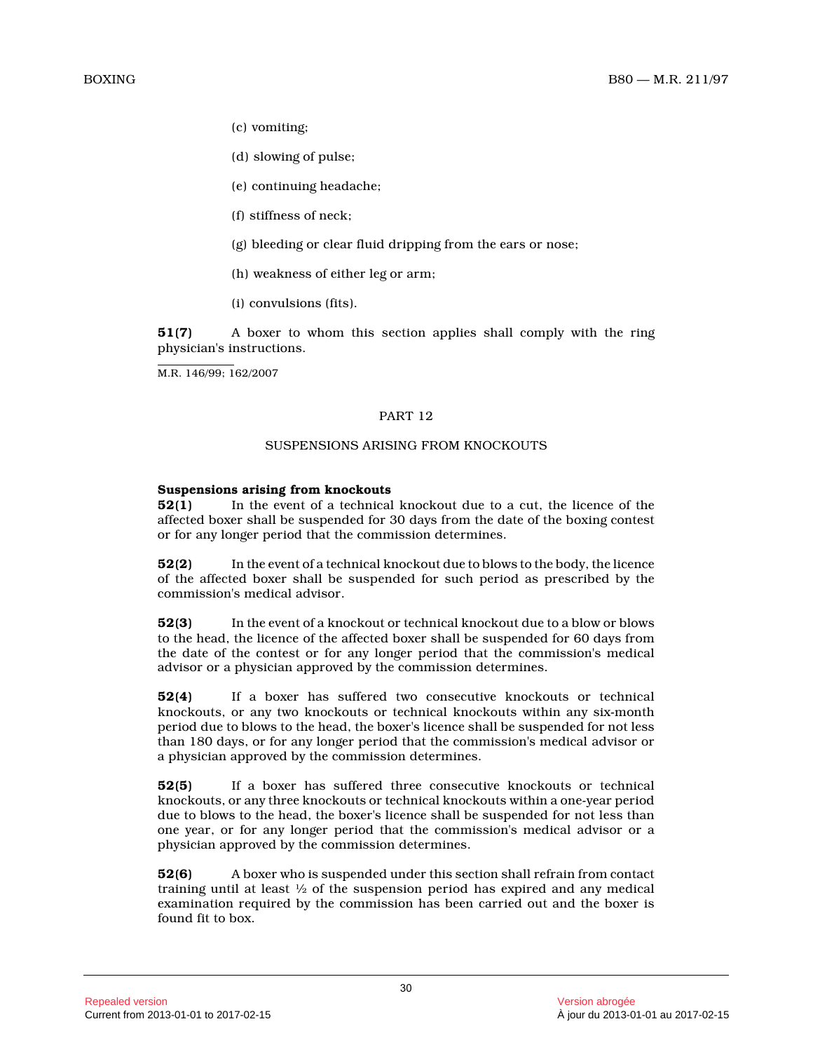(c) vomiting;

(d) slowing of pulse;

(e) continuing headache;

(f) stiffness of neck;

(g) bleeding or clear fluid dripping from the ears or nose;

(h) weakness of either leg or arm;

(i) convulsions (fits).

**51(7)** A boxer to whom this section applies shall comply with the ring physician's instructions.

M.R. 146/99; 162/2007

## PART 12

## SUSPENSIONS ARISING FROM KNOCKOUTS

**Suspensions arising from knockouts**

**52(1)** In the event of a technical knockout due to a cut, the licence of the affected boxer shall be suspended for 30 days from the date of the boxing contest or for any longer period that the commission determines.

**52(2)** In the event of a technical knockout due to blows to the body, the licence of the affected boxer shall be suspended for such period as prescribed by the commission's medical advisor.

**52(3)** In the event of a knockout or technical knockout due to a blow or blows to the head, the licence of the affected boxer shall be suspended for 60 days from the date of the contest or for any longer period that the commission's medical advisor or a physician approved by the commission determines.

**52(4)** If a boxer has suffered two consecutive knockouts or technical knockouts, or any two knockouts or technical knockouts within any six-month period due to blows to the head, the boxer's licence shall be suspended for not less than 180 days, or for any longer period that the commission's medical advisor or a physician approved by the commission determines.

**52(5)** If a boxer has suffered three consecutive knockouts or technical knockouts, or any three knockouts or technical knockouts within a one-year period due to blows to the head, the boxer's licence shall be suspended for not less than one year, or for any longer period that the commission's medical advisor or a physician approved by the commission determines.

**52(6)** A boxer who is suspended under this section shall refrain from contact training until at least ½ of the suspension period has expired and any medical examination required by the commission has been carried out and the boxer is found fit to box.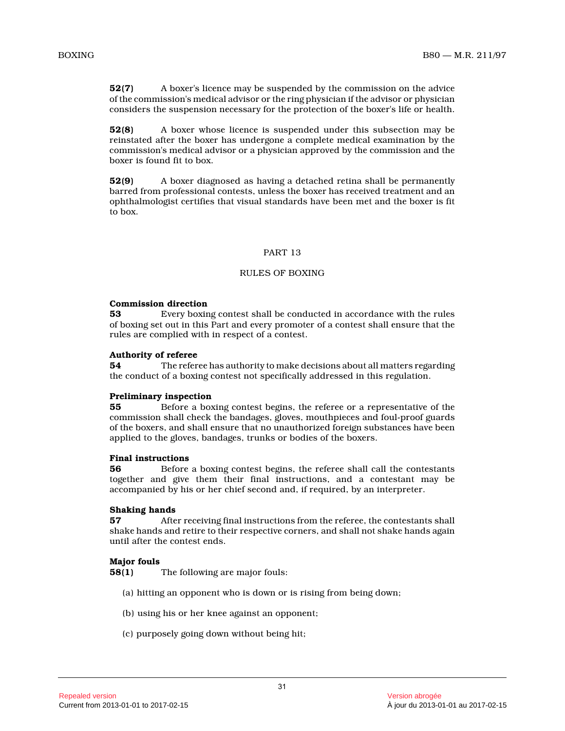**52(7)** A boxer's licence may be suspended by the commission on the advice of the commission's medical advisor or the ring physician if the advisor or physician considers the suspension necessary for the protection of the boxer's life or health.

**52(8)** A boxer whose licence is suspended under this subsection may be reinstated after the boxer has undergone a complete medical examination by the commission's medical advisor or a physician approved by the commission and the boxer is found fit to box.

**52(9)** A boxer diagnosed as having a detached retina shall be permanently barred from professional contests, unless the boxer has received treatment and an ophthalmologist certifies that visual standards have been met and the boxer is fit to box.

## PART 13

## RULES OF BOXING

**Commission direction**
**53** Every boxing contest shall be conducted in accordance with the rules of boxing set out in this Part and every promoter of a contest shall ensure that the rules are complied with in respect of a contest.

**Authority of referee**
**54** The referee has authority to make decisions about all matters regarding the conduct of a boxing contest not specifically addressed in this regulation.

**Preliminary inspection**
**55** Before a boxing contest begins, the referee or a representative of the commission shall check the bandages, gloves, mouthpieces and foul-proof guards of the boxers, and shall ensure that no unauthorized foreign substances have been applied to the gloves, bandages, trunks or bodies of the boxers.

**Final instructions**
**56** Before a boxing contest begins, the referee shall call the contestants together and give them their final instructions, and a contestant may be accompanied by his or her chief second and, if required, by an interpreter.

**Shaking hands**
**57** After receiving final instructions from the referee, the contestants shall shake hands and retire to their respective corners, and shall not shake hands again until after the contest ends.

**Major fouls**
**58(1)** The following are major fouls:

(a) hitting an opponent who is down or is rising from being down;

(b) using his or her knee against an opponent;

(c) purposely going down without being hit;

Repealed version
Current from 2013-01-01 to 2017-02-15

Version abrogée
À jour du 2013-01-01 au 2017-02-15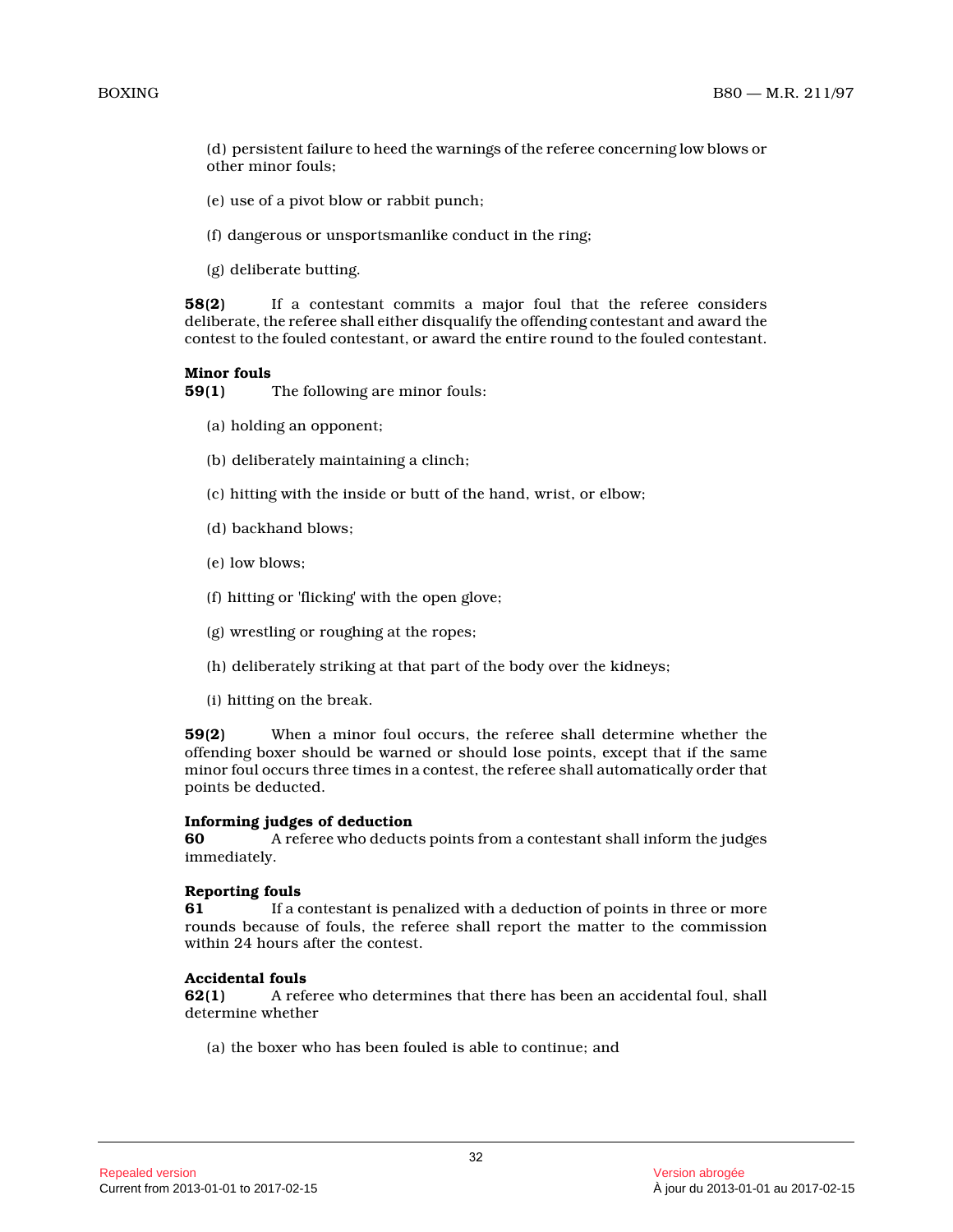(d) persistent failure to heed the warnings of the referee concerning low blows or other minor fouls;

(e) use of a pivot blow or rabbit punch;

(f) dangerous or unsportsmanlike conduct in the ring;

(g) deliberate butting.

**58(2)** If a contestant commits a major foul that the referee considers deliberate, the referee shall either disqualify the offending contestant and award the contest to the fouled contestant, or award the entire round to the fouled contestant.

**Minor fouls**

**59(1)** The following are minor fouls:

(a) holding an opponent;

(b) deliberately maintaining a clinch;

(c) hitting with the inside or butt of the hand, wrist, or elbow;

(d) backhand blows;

(e) low blows;

(f) hitting or 'flicking' with the open glove;

(g) wrestling or roughing at the ropes;

(h) deliberately striking at that part of the body over the kidneys;

(i) hitting on the break.

**59(2)** When a minor foul occurs, the referee shall determine whether the offending boxer should be warned or should lose points, except that if the same minor foul occurs three times in a contest, the referee shall automatically order that points be deducted.

**Informing judges of deduction**

**60** A referee who deducts points from a contestant shall inform the judges immediately.

**Reporting fouls**

**61** If a contestant is penalized with a deduction of points in three or more rounds because of fouls, the referee shall report the matter to the commission within 24 hours after the contest.

**Accidental fouls**

**62(1)** A referee who determines that there has been an accidental foul, shall determine whether

(a) the boxer who has been fouled is able to continue; and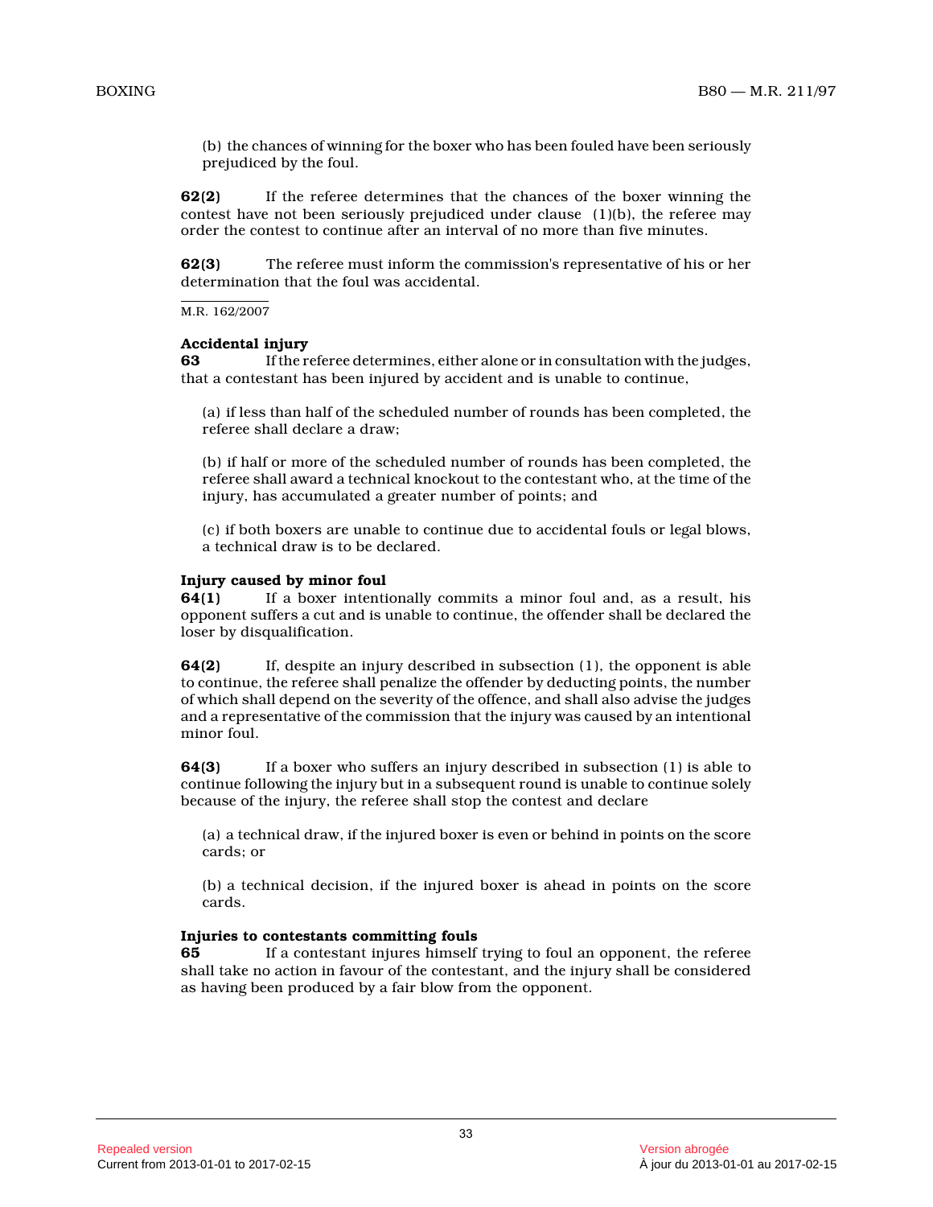(b) the chances of winning for the boxer who has been fouled have been seriously prejudiced by the foul.

**62(2)** If the referee determines that the chances of the boxer winning the contest have not been seriously prejudiced under clause (1)(b), the referee may order the contest to continue after an interval of no more than five minutes.

**62(3)** The referee must inform the commission's representative of his or her determination that the foul was accidental.

M.R. 162/2007

**Accidental injury**

**63** If the referee determines, either alone or in consultation with the judges, that a contestant has been injured by accident and is unable to continue,

(a) if less than half of the scheduled number of rounds has been completed, the referee shall declare a draw;

(b) if half or more of the scheduled number of rounds has been completed, the referee shall award a technical knockout to the contestant who, at the time of the injury, has accumulated a greater number of points; and

(c) if both boxers are unable to continue due to accidental fouls or legal blows, a technical draw is to be declared.

**Injury caused by minor foul**

**64(1)** If a boxer intentionally commits a minor foul and, as a result, his opponent suffers a cut and is unable to continue, the offender shall be declared the loser by disqualification.

**64(2)** If, despite an injury described in subsection (1), the opponent is able to continue, the referee shall penalize the offender by deducting points, the number of which shall depend on the severity of the offence, and shall also advise the judges and a representative of the commission that the injury was caused by an intentional minor foul.

**64(3)** If a boxer who suffers an injury described in subsection (1) is able to continue following the injury but in a subsequent round is unable to continue solely because of the injury, the referee shall stop the contest and declare

(a) a technical draw, if the injured boxer is even or behind in points on the score cards; or

(b) a technical decision, if the injured boxer is ahead in points on the score cards.

**Injuries to contestants committing fouls**

**65** If a contestant injures himself trying to foul an opponent, the referee shall take no action in favour of the contestant, and the injury shall be considered as having been produced by a fair blow from the opponent.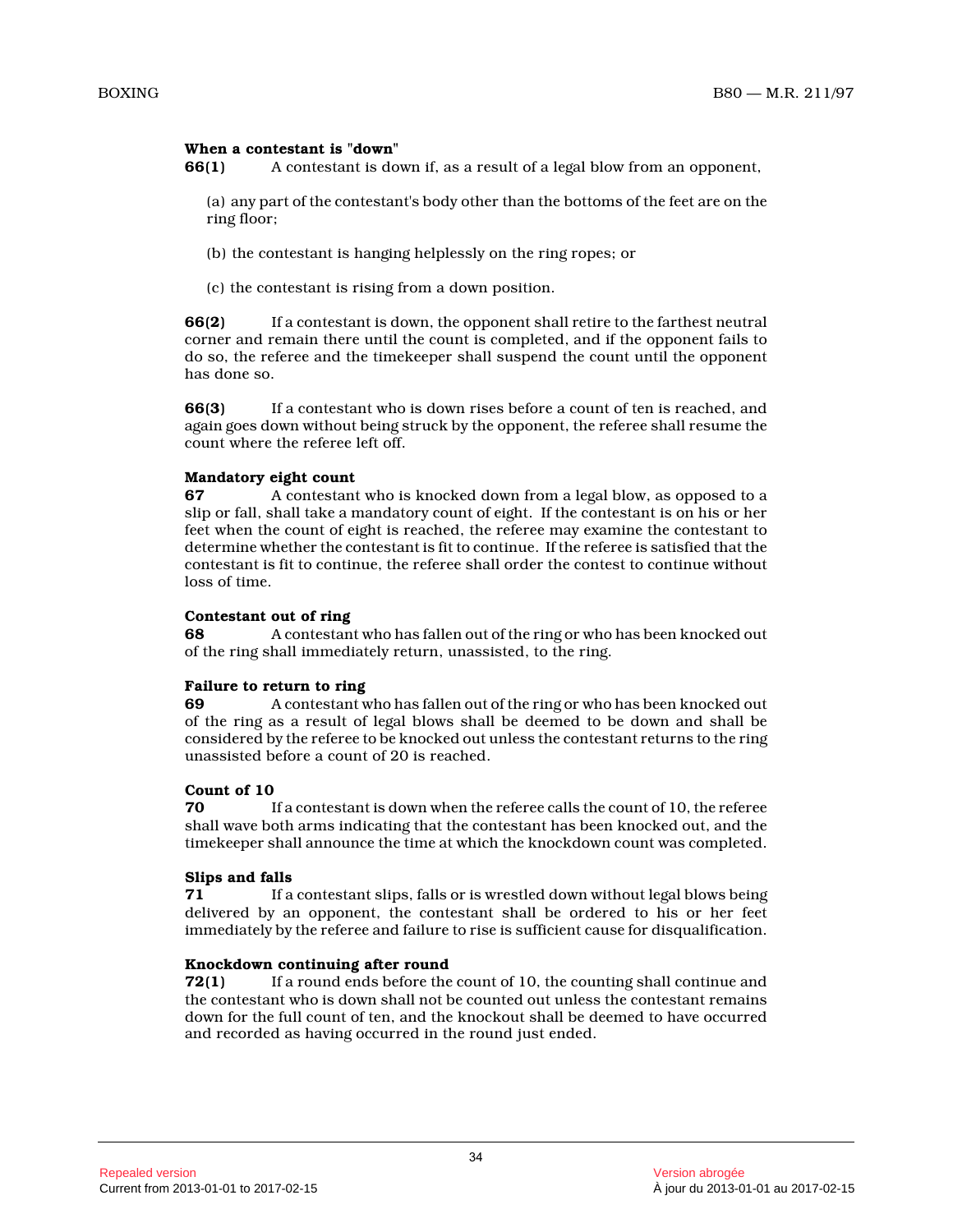**When a contestant is "down"**

**66(1)** A contestant is down if, as a result of a legal blow from an opponent,

(a) any part of the contestant's body other than the bottoms of the feet are on the ring floor;

(b) the contestant is hanging helplessly on the ring ropes; or

(c) the contestant is rising from a down position.

**66(2)** If a contestant is down, the opponent shall retire to the farthest neutral corner and remain there until the count is completed, and if the opponent fails to do so, the referee and the timekeeper shall suspend the count until the opponent has done so.

**66(3)** If a contestant who is down rises before a count of ten is reached, and again goes down without being struck by the opponent, the referee shall resume the count where the referee left off.

**Mandatory eight count**

**67** A contestant who is knocked down from a legal blow, as opposed to a slip or fall, shall take a mandatory count of eight. If the contestant is on his or her feet when the count of eight is reached, the referee may examine the contestant to determine whether the contestant is fit to continue. If the referee is satisfied that the contestant is fit to continue, the referee shall order the contest to continue without loss of time.

**Contestant out of ring**

**68** A contestant who has fallen out of the ring or who has been knocked out of the ring shall immediately return, unassisted, to the ring.

**Failure to return to ring**

**69** A contestant who has fallen out of the ring or who has been knocked out of the ring as a result of legal blows shall be deemed to be down and shall be considered by the referee to be knocked out unless the contestant returns to the ring unassisted before a count of 20 is reached.

**Count of 10**

**70** If a contestant is down when the referee calls the count of 10, the referee shall wave both arms indicating that the contestant has been knocked out, and the timekeeper shall announce the time at which the knockdown count was completed.

**Slips and falls**

**71** If a contestant slips, falls or is wrestled down without legal blows being delivered by an opponent, the contestant shall be ordered to his or her feet immediately by the referee and failure to rise is sufficient cause for disqualification.

**Knockdown continuing after round**

**72(1)** If a round ends before the count of 10, the counting shall continue and the contestant who is down shall not be counted out unless the contestant remains down for the full count of ten, and the knockout shall be deemed to have occurred and recorded as having occurred in the round just ended.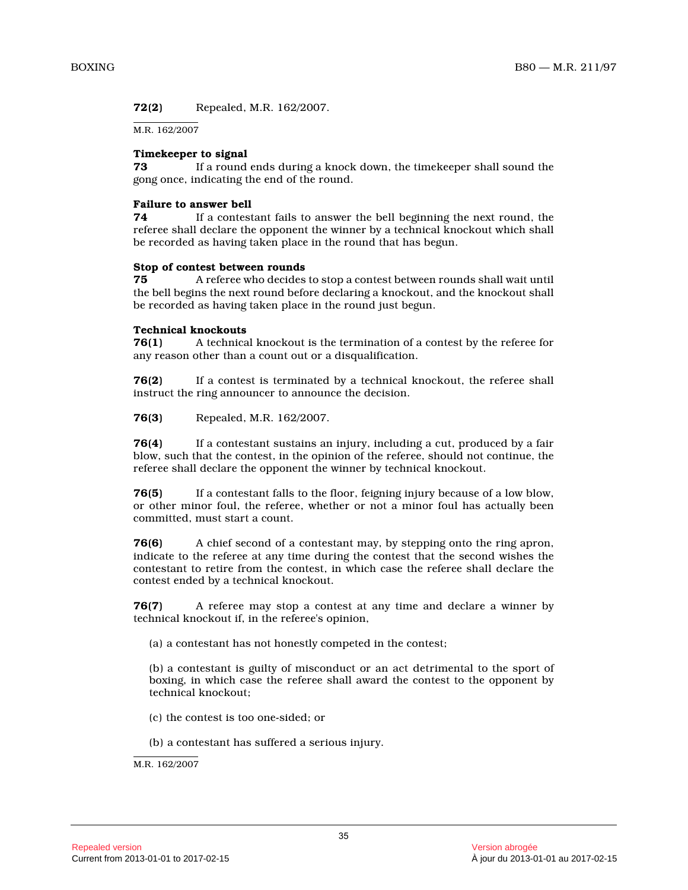**72(2)** Repealed, M.R. 162/2007.

M.R. 162/2007

**Timekeeper to signal**

**73** If a round ends during a knock down, the timekeeper shall sound the gong once, indicating the end of the round.

**Failure to answer bell**

**74** If a contestant fails to answer the bell beginning the next round, the referee shall declare the opponent the winner by a technical knockout which shall be recorded as having taken place in the round that has begun.

**Stop of contest between rounds**

**75** A referee who decides to stop a contest between rounds shall wait until the bell begins the next round before declaring a knockout, and the knockout shall be recorded as having taken place in the round just begun.

**Technical knockouts**

**76(1)** A technical knockout is the termination of a contest by the referee for any reason other than a count out or a disqualification.

**76(2)** If a contest is terminated by a technical knockout, the referee shall instruct the ring announcer to announce the decision.

**76(3)** Repealed, M.R. 162/2007.

**76(4)** If a contestant sustains an injury, including a cut, produced by a fair blow, such that the contest, in the opinion of the referee, should not continue, the referee shall declare the opponent the winner by technical knockout.

**76(5)** If a contestant falls to the floor, feigning injury because of a low blow, or other minor foul, the referee, whether or not a minor foul has actually been committed, must start a count.

**76(6)** A chief second of a contestant may, by stepping onto the ring apron, indicate to the referee at any time during the contest that the second wishes the contestant to retire from the contest, in which case the referee shall declare the contest ended by a technical knockout.

**76(7)** A referee may stop a contest at any time and declare a winner by technical knockout if, in the referee's opinion,

(a) a contestant has not honestly competed in the contest;

(b) a contestant is guilty of misconduct or an act detrimental to the sport of boxing, in which case the referee shall award the contest to the opponent by technical knockout;

(c) the contest is too one-sided; or

(b) a contestant has suffered a serious injury.

M.R. 162/2007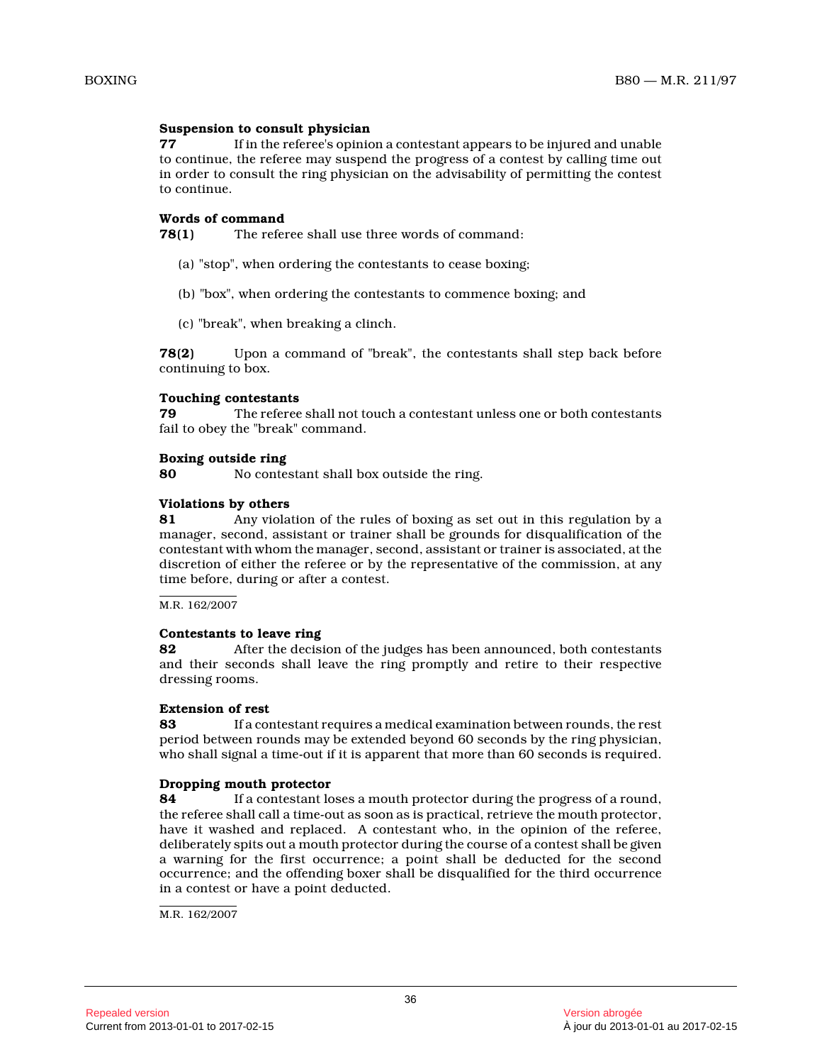**Suspension to consult physician**

**77** If in the referee's opinion a contestant appears to be injured and unable to continue, the referee may suspend the progress of a contest by calling time out in order to consult the ring physician on the advisability of permitting the contest to continue.

**Words of command**

**78(1)** The referee shall use three words of command:

(a) "stop", when ordering the contestants to cease boxing;

(b) "box", when ordering the contestants to commence boxing; and

(c) "break", when breaking a clinch.

**78(2)** Upon a command of "break", the contestants shall step back before continuing to box.

**Touching contestants**

**79** The referee shall not touch a contestant unless one or both contestants fail to obey the "break" command.

**Boxing outside ring**

**80** No contestant shall box outside the ring.

**Violations by others**

**81** Any violation of the rules of boxing as set out in this regulation by a manager, second, assistant or trainer shall be grounds for disqualification of the contestant with whom the manager, second, assistant or trainer is associated, at the discretion of either the referee or by the representative of the commission, at any time before, during or after a contest.

M.R. 162/2007

**Contestants to leave ring**

**82** After the decision of the judges has been announced, both contestants and their seconds shall leave the ring promptly and retire to their respective dressing rooms.

**Extension of rest**

**83** If a contestant requires a medical examination between rounds, the rest period between rounds may be extended beyond 60 seconds by the ring physician, who shall signal a time-out if it is apparent that more than 60 seconds is required.

**Dropping mouth protector**

**84** If a contestant loses a mouth protector during the progress of a round, the referee shall call a time-out as soon as is practical, retrieve the mouth protector, have it washed and replaced. A contestant who, in the opinion of the referee, deliberately spits out a mouth protector during the course of a contest shall be given a warning for the first occurrence; a point shall be deducted for the second occurrence; and the offending boxer shall be disqualified for the third occurrence in a contest or have a point deducted.

M.R. 162/2007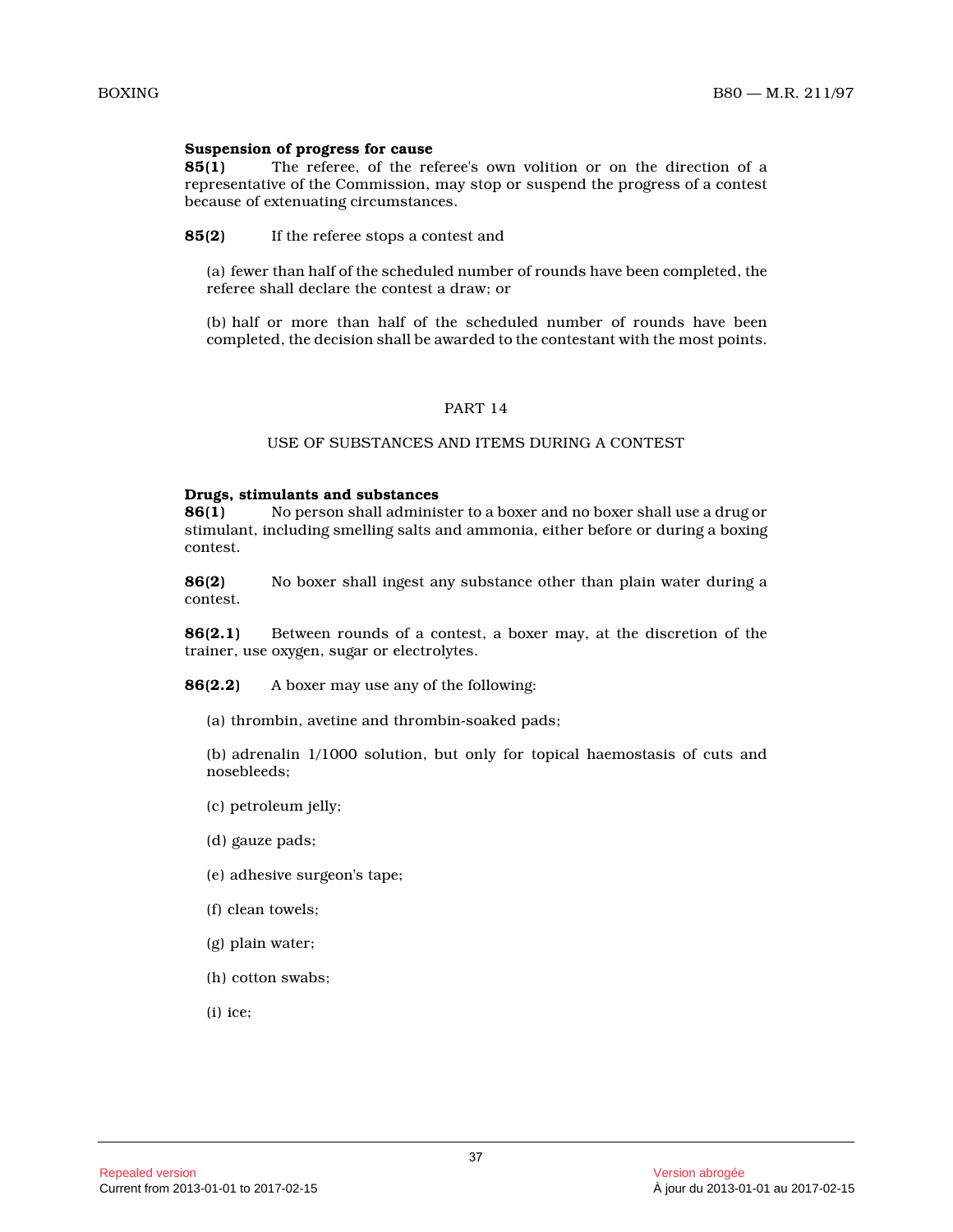**Suspension of progress for cause**

**85(1)** The referee, of the referee's own volition or on the direction of a representative of the Commission, may stop or suspend the progress of a contest because of extenuating circumstances.

**85(2)** If the referee stops a contest and

(a) fewer than half of the scheduled number of rounds have been completed, the referee shall declare the contest a draw; or

(b) half or more than half of the scheduled number of rounds have been completed, the decision shall be awarded to the contestant with the most points.

## PART 14

## USE OF SUBSTANCES AND ITEMS DURING A CONTEST

**Drugs, stimulants and substances**

**86(1)** No person shall administer to a boxer and no boxer shall use a drug or stimulant, including smelling salts and ammonia, either before or during a boxing contest.

**86(2)** No boxer shall ingest any substance other than plain water during a contest.

**86(2.1)** Between rounds of a contest, a boxer may, at the discretion of the trainer, use oxygen, sugar or electrolytes.

**86(2.2)** A boxer may use any of the following:

(a) thrombin, avetine and thrombin-soaked pads;

(b) adrenalin 1/1000 solution, but only for topical haemostasis of cuts and nosebleeds;

(c) petroleum jelly;

(d) gauze pads;

(e) adhesive surgeon's tape;

(f) clean towels;

(g) plain water;

(h) cotton swabs;

(i) ice;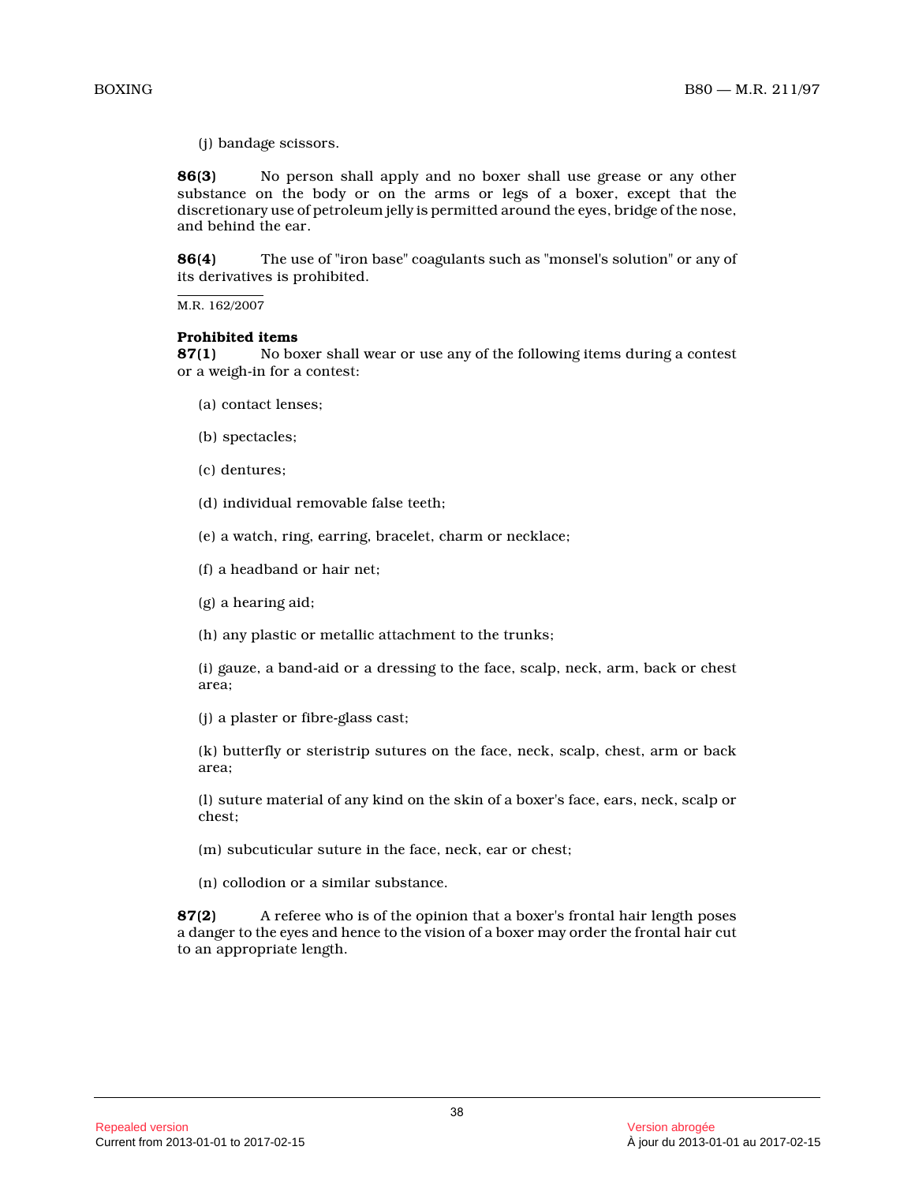(j) bandage scissors.

**86(3)** No person shall apply and no boxer shall use grease or any other substance on the body or on the arms or legs of a boxer, except that the discretionary use of petroleum jelly is permitted around the eyes, bridge of the nose, and behind the ear.

**86(4)** The use of "iron base" coagulants such as "monsel's solution" or any of its derivatives is prohibited.

M.R. 162/2007

**Prohibited items**

**87(1)** No boxer shall wear or use any of the following items during a contest or a weigh-in for a contest:

(a) contact lenses;

(b) spectacles;

(c) dentures;

(d) individual removable false teeth;

(e) a watch, ring, earring, bracelet, charm or necklace;

(f) a headband or hair net;

(g) a hearing aid;

(h) any plastic or metallic attachment to the trunks;

(i) gauze, a band-aid or a dressing to the face, scalp, neck, arm, back or chest area;

(j) a plaster or fibre-glass cast;

(k) butterfly or steristrip sutures on the face, neck, scalp, chest, arm or back area;

(l) suture material of any kind on the skin of a boxer's face, ears, neck, scalp or chest;

(m) subcuticular suture in the face, neck, ear or chest;

(n) collodion or a similar substance.

**87(2)** A referee who is of the opinion that a boxer's frontal hair length poses a danger to the eyes and hence to the vision of a boxer may order the frontal hair cut to an appropriate length.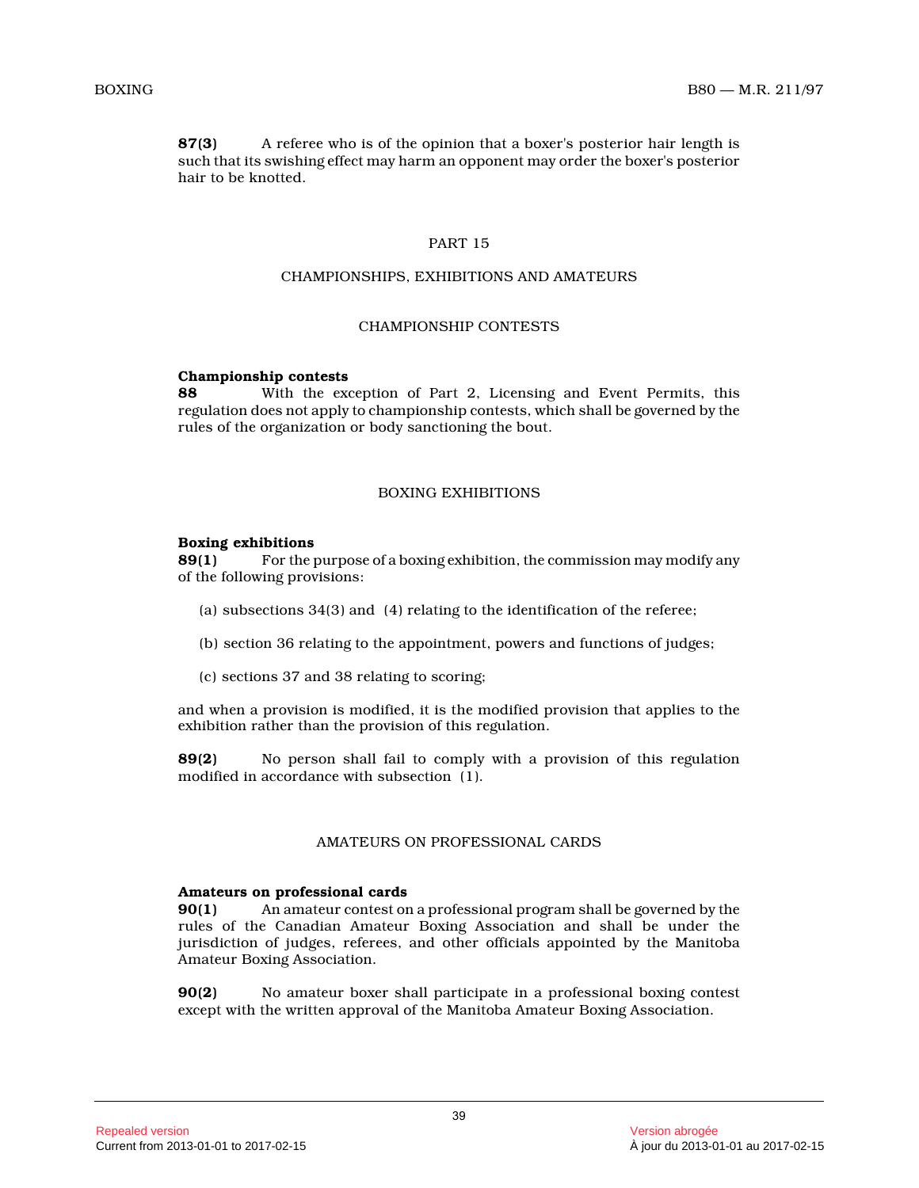**87(3)** A referee who is of the opinion that a boxer's posterior hair length is such that its swishing effect may harm an opponent may order the boxer's posterior hair to be knotted.

## PART 15

## CHAMPIONSHIPS, EXHIBITIONS AND AMATEURS

### CHAMPIONSHIP CONTESTS

**Championship contests**
**88** With the exception of Part 2, Licensing and Event Permits, this regulation does not apply to championship contests, which shall be governed by the rules of the organization or body sanctioning the bout.

### BOXING EXHIBITIONS

**Boxing exhibitions**
**89(1)** For the purpose of a boxing exhibition, the commission may modify any of the following provisions:

(a) subsections 34(3) and (4) relating to the identification of the referee;

(b) section 36 relating to the appointment, powers and functions of judges;

(c) sections 37 and 38 relating to scoring;

and when a provision is modified, it is the modified provision that applies to the exhibition rather than the provision of this regulation.

**89(2)** No person shall fail to comply with a provision of this regulation modified in accordance with subsection (1).

### AMATEURS ON PROFESSIONAL CARDS

**Amateurs on professional cards**
**90(1)** An amateur contest on a professional program shall be governed by the rules of the Canadian Amateur Boxing Association and shall be under the jurisdiction of judges, referees, and other officials appointed by the Manitoba Amateur Boxing Association.

**90(2)** No amateur boxer shall participate in a professional boxing contest except with the written approval of the Manitoba Amateur Boxing Association.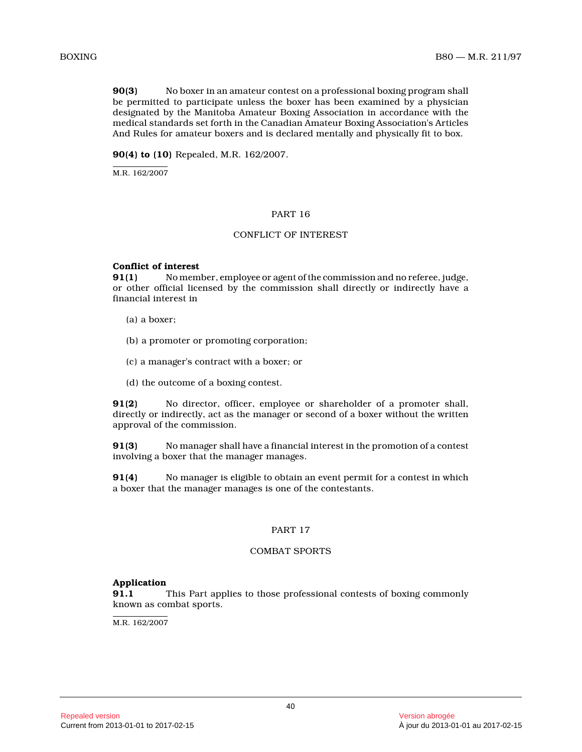**90(3)** No boxer in an amateur contest on a professional boxing program shall be permitted to participate unless the boxer has been examined by a physician designated by the Manitoba Amateur Boxing Association in accordance with the medical standards set forth in the Canadian Amateur Boxing Association's Articles And Rules for amateur boxers and is declared mentally and physically fit to box.

**90(4) to (10)** Repealed, M.R. 162/2007.

M.R. 162/2007

## PART 16

## CONFLICT OF INTEREST

**Conflict of interest**

**91(1)** No member, employee or agent of the commission and no referee, judge, or other official licensed by the commission shall directly or indirectly have a financial interest in

(a) a boxer;

(b) a promoter or promoting corporation;

(c) a manager's contract with a boxer; or

(d) the outcome of a boxing contest.

**91(2)** No director, officer, employee or shareholder of a promoter shall, directly or indirectly, act as the manager or second of a boxer without the written approval of the commission.

**91(3)** No manager shall have a financial interest in the promotion of a contest involving a boxer that the manager manages.

**91(4)** No manager is eligible to obtain an event permit for a contest in which a boxer that the manager manages is one of the contestants.

## PART 17

## COMBAT SPORTS

**Application**

**91.1** This Part applies to those professional contests of boxing commonly known as combat sports.

M.R. 162/2007

Repealed version
Current from 2013-01-01 to 2017-02-15

Version abrogée
À jour du 2013-01-01 au 2017-02-15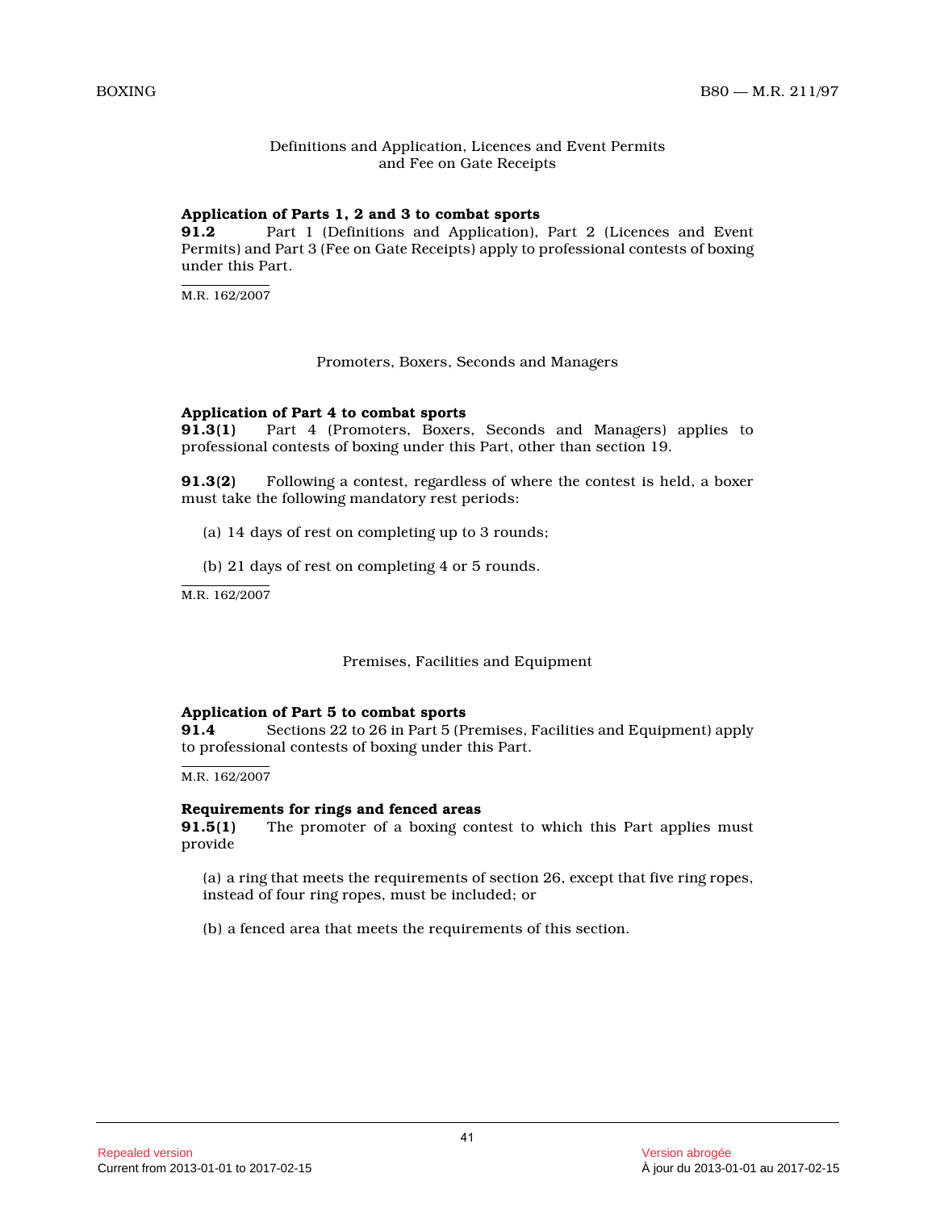Definitions and Application, Licences and Event Permits and Fee on Gate Receipts

**Application of Parts 1, 2 and 3 to combat sports**
**91.2** Part 1 (Definitions and Application), Part 2 (Licences and Event Permits) and Part 3 (Fee on Gate Receipts) apply to professional contests of boxing under this Part.

M.R. 162/2007

Promoters, Boxers, Seconds and Managers

**Application of Part 4 to combat sports**
**91.3(1)** Part 4 (Promoters, Boxers, Seconds and Managers) applies to professional contests of boxing under this Part, other than section 19.

**91.3(2)** Following a contest, regardless of where the contest is held, a boxer must take the following mandatory rest periods:

(a) 14 days of rest on completing up to 3 rounds;

(b) 21 days of rest on completing 4 or 5 rounds.

M.R. 162/2007

Premises, Facilities and Equipment

**Application of Part 5 to combat sports**
**91.4** Sections 22 to 26 in Part 5 (Premises, Facilities and Equipment) apply to professional contests of boxing under this Part.

M.R. 162/2007

**Requirements for rings and fenced areas**
**91.5(1)** The promoter of a boxing contest to which this Part applies must provide

(a) a ring that meets the requirements of section 26, except that five ring ropes, instead of four ring ropes, must be included; or

(b) a fenced area that meets the requirements of this section.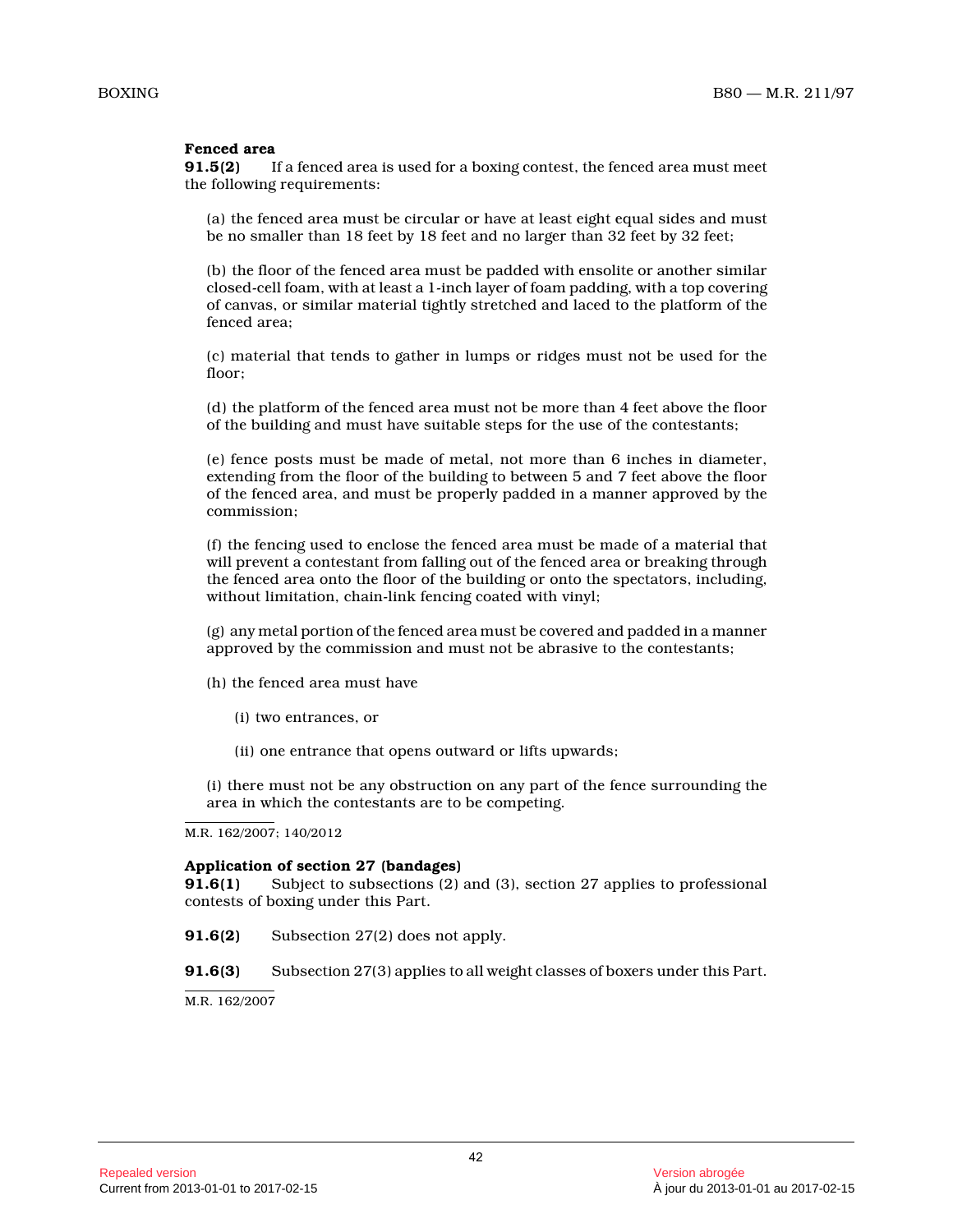**Fenced area**

**91.5(2)** If a fenced area is used for a boxing contest, the fenced area must meet the following requirements:

(a) the fenced area must be circular or have at least eight equal sides and must be no smaller than 18 feet by 18 feet and no larger than 32 feet by 32 feet;

(b) the floor of the fenced area must be padded with ensolite or another similar closed-cell foam, with at least a 1-inch layer of foam padding, with a top covering of canvas, or similar material tightly stretched and laced to the platform of the fenced area;

(c) material that tends to gather in lumps or ridges must not be used for the floor;

(d) the platform of the fenced area must not be more than 4 feet above the floor of the building and must have suitable steps for the use of the contestants;

(e) fence posts must be made of metal, not more than 6 inches in diameter, extending from the floor of the building to between 5 and 7 feet above the floor of the fenced area, and must be properly padded in a manner approved by the commission;

(f) the fencing used to enclose the fenced area must be made of a material that will prevent a contestant from falling out of the fenced area or breaking through the fenced area onto the floor of the building or onto the spectators, including, without limitation, chain-link fencing coated with vinyl;

(g) any metal portion of the fenced area must be covered and padded in a manner approved by the commission and must not be abrasive to the contestants;

(h) the fenced area must have

(i) two entrances, or

(ii) one entrance that opens outward or lifts upwards;

(i) there must not be any obstruction on any part of the fence surrounding the area in which the contestants are to be competing.

M.R. 162/2007; 140/2012

**Application of section 27 (bandages)**

**91.6(1)** Subject to subsections (2) and (3), section 27 applies to professional contests of boxing under this Part.

**91.6(2)** Subsection 27(2) does not apply.

**91.6(3)** Subsection 27(3) applies to all weight classes of boxers under this Part.

M.R. 162/2007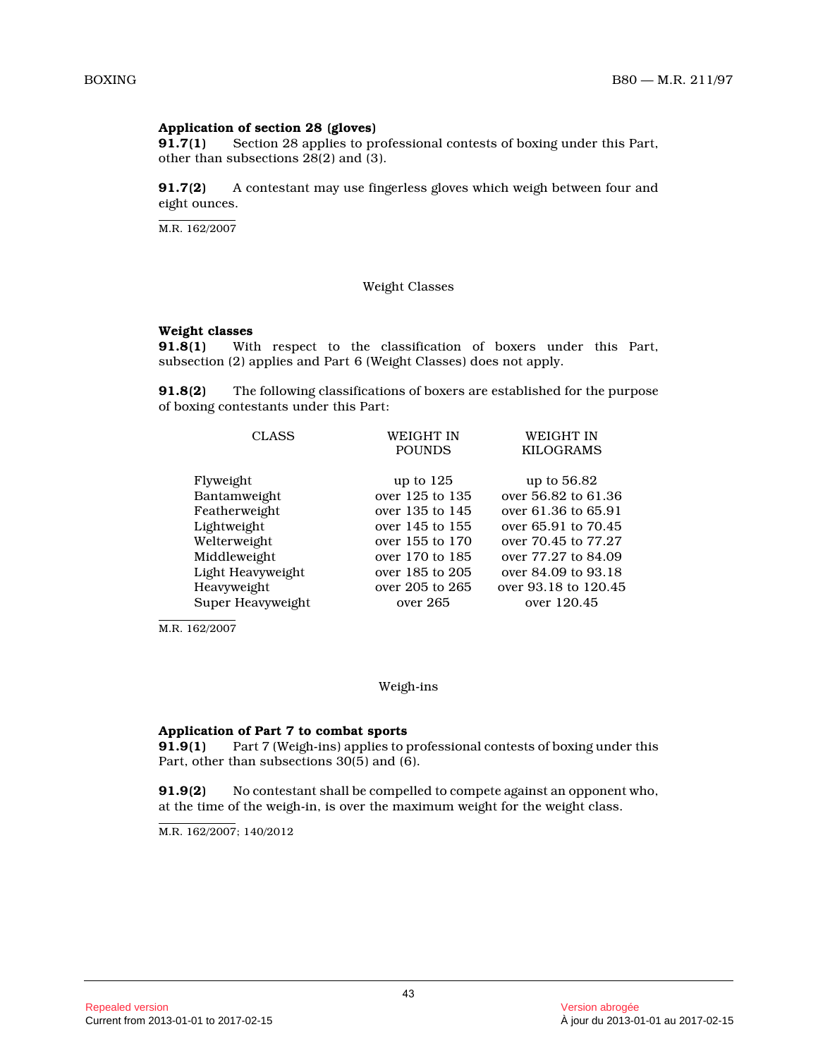**Application of section 28 (gloves)**

**91.7(1)** Section 28 applies to professional contests of boxing under this Part, other than subsections 28(2) and (3).

**91.7(2)** A contestant may use fingerless gloves which weigh between four and eight ounces.

M.R. 162/2007

Weight Classes

**Weight classes**

**91.8(1)** With respect to the classification of boxers under this Part, subsection (2) applies and Part 6 (Weight Classes) does not apply.

**91.8(2)** The following classifications of boxers are established for the purpose of boxing contestants under this Part:

| CLASS | WEIGHT IN POUNDS | WEIGHT IN KILOGRAMS |
|---|---|---|
| Flyweight | up to 125 | up to 56.82 |
| Bantamweight | over 125 to 135 | over 56.82 to 61.36 |
| Featherweight | over 135 to 145 | over 61.36 to 65.91 |
| Lightweight | over 145 to 155 | over 65.91 to 70.45 |
| Welterweight | over 155 to 170 | over 70.45 to 77.27 |
| Middleweight | over 170 to 185 | over 77.27 to 84.09 |
| Light Heavyweight | over 185 to 205 | over 84.09 to 93.18 |
| Heavyweight | over 205 to 265 | over 93.18 to 120.45 |
| Super Heavyweight | over 265 | over 120.45 |

M.R. 162/2007

Weigh-ins

**Application of Part 7 to combat sports**

**91.9(1)** Part 7 (Weigh-ins) applies to professional contests of boxing under this Part, other than subsections 30(5) and (6).

**91.9(2)** No contestant shall be compelled to compete against an opponent who, at the time of the weigh-in, is over the maximum weight for the weight class.

M.R. 162/2007; 140/2012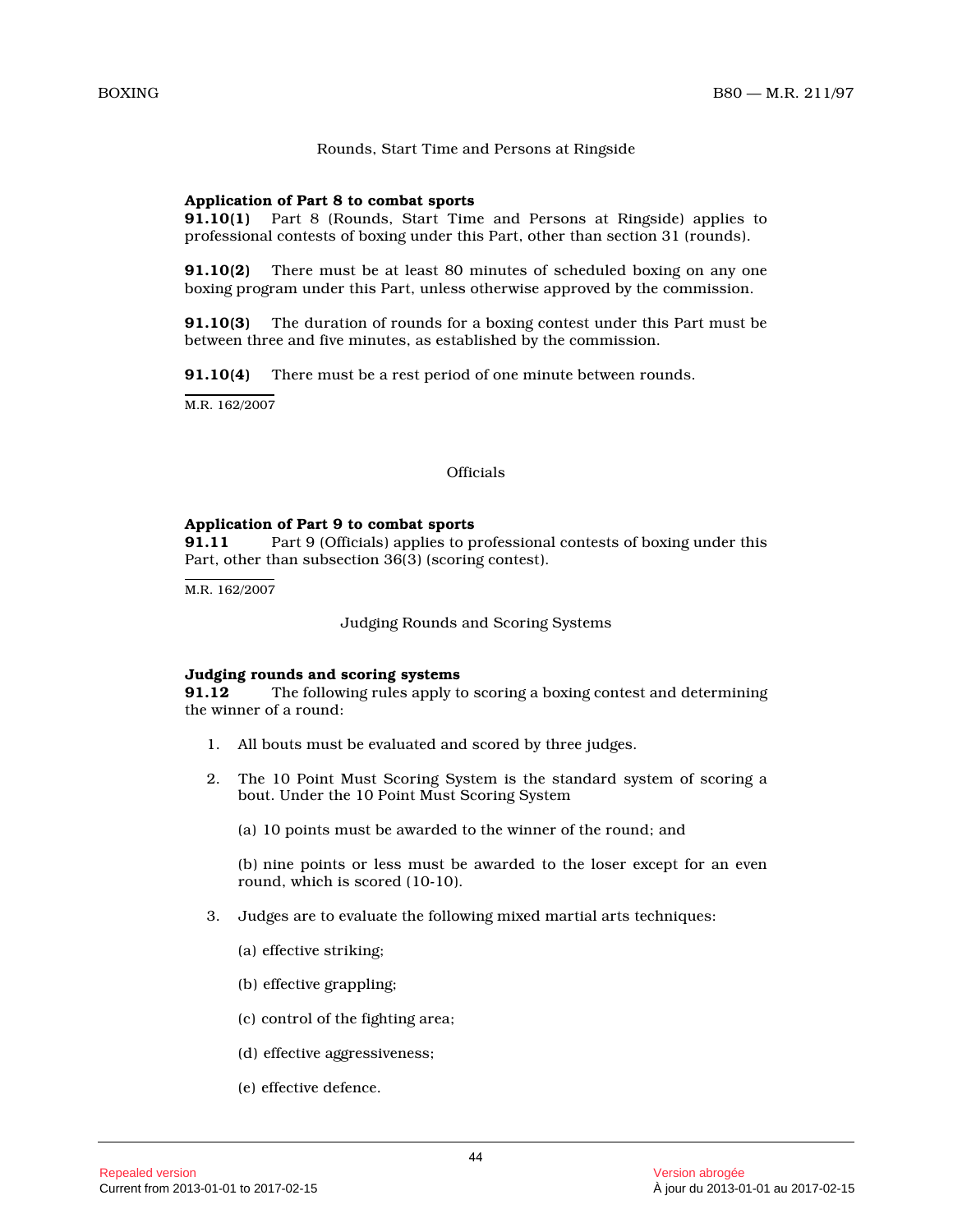Rounds, Start Time and Persons at Ringside

**Application of Part 8 to combat sports**

**91.10(1)** Part 8 (Rounds, Start Time and Persons at Ringside) applies to professional contests of boxing under this Part, other than section 31 (rounds).

**91.10(2)** There must be at least 80 minutes of scheduled boxing on any one boxing program under this Part, unless otherwise approved by the commission.

**91.10(3)** The duration of rounds for a boxing contest under this Part must be between three and five minutes, as established by the commission.

**91.10(4)** There must be a rest period of one minute between rounds.

M.R. 162/2007

Officials

**Application of Part 9 to combat sports**

**91.11** Part 9 (Officials) applies to professional contests of boxing under this Part, other than subsection 36(3) (scoring contest).

M.R. 162/2007

Judging Rounds and Scoring Systems

**Judging rounds and scoring systems**

**91.12** The following rules apply to scoring a boxing contest and determining the winner of a round:

1. All bouts must be evaluated and scored by three judges.

2. The 10 Point Must Scoring System is the standard system of scoring a bout. Under the 10 Point Must Scoring System

   (a) 10 points must be awarded to the winner of the round; and

   (b) nine points or less must be awarded to the loser except for an even round, which is scored (10-10).

3. Judges are to evaluate the following mixed martial arts techniques:

   (a) effective striking;

   (b) effective grappling;

   (c) control of the fighting area;

   (d) effective aggressiveness;

   (e) effective defence.

Repealed version
Current from 2013-01-01 to 2017-02-15

Version abrogée
À jour du 2013-01-01 au 2017-02-15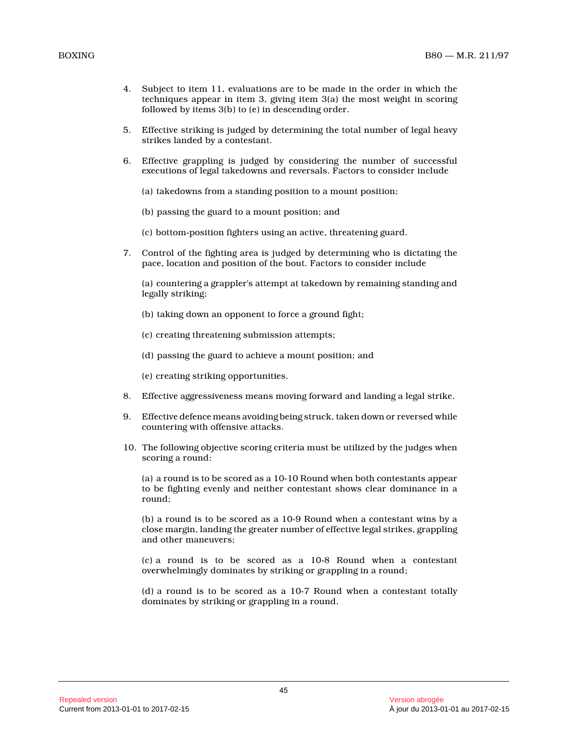4. Subject to item 11, evaluations are to be made in the order in which the techniques appear in item 3, giving item 3(a) the most weight in scoring followed by items 3(b) to (e) in descending order.

5. Effective striking is judged by determining the total number of legal heavy strikes landed by a contestant.

6. Effective grappling is judged by considering the number of successful executions of legal takedowns and reversals. Factors to consider include

   (a) takedowns from a standing position to a mount position;

   (b) passing the guard to a mount position; and

   (c) bottom-position fighters using an active, threatening guard.

7. Control of the fighting area is judged by determining who is dictating the pace, location and position of the bout. Factors to consider include

   (a) countering a grappler's attempt at takedown by remaining standing and legally striking;

   (b) taking down an opponent to force a ground fight;

   (c) creating threatening submission attempts;

   (d) passing the guard to achieve a mount position; and

   (e) creating striking opportunities.

8. Effective aggressiveness means moving forward and landing a legal strike.

9. Effective defence means avoiding being struck, taken down or reversed while countering with offensive attacks.

10. The following objective scoring criteria must be utilized by the judges when scoring a round:

    (a) a round is to be scored as a 10-10 Round when both contestants appear to be fighting evenly and neither contestant shows clear dominance in a round;

    (b) a round is to be scored as a 10-9 Round when a contestant wins by a close margin, landing the greater number of effective legal strikes, grappling and other maneuvers;

    (c) a round is to be scored as a 10-8 Round when a contestant overwhelmingly dominates by striking or grappling in a round;

    (d) a round is to be scored as a 10-7 Round when a contestant totally dominates by striking or grappling in a round.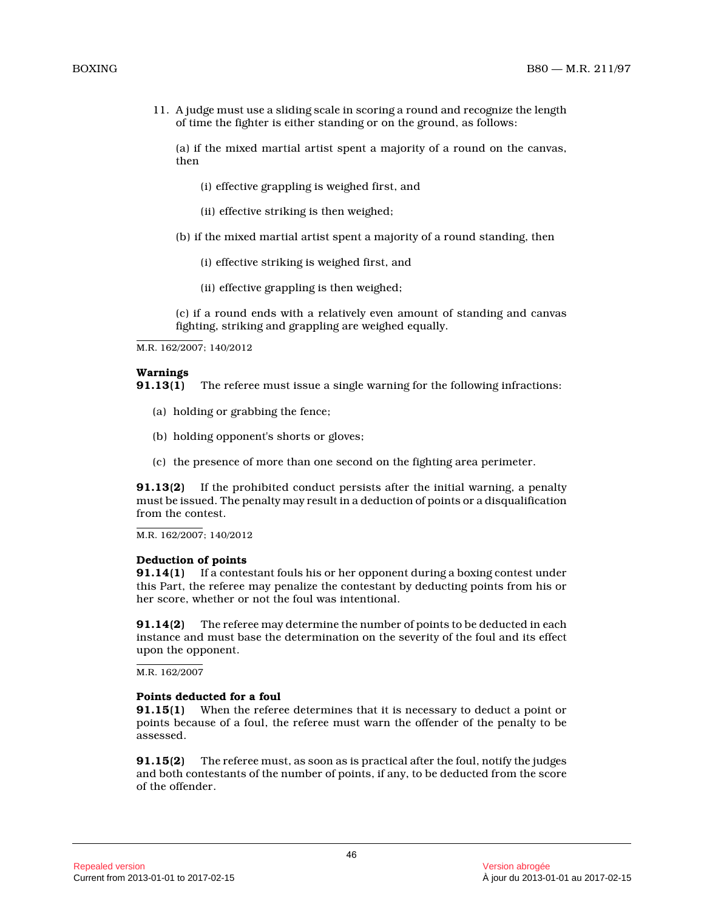11. A judge must use a sliding scale in scoring a round and recognize the length of time the fighter is either standing or on the ground, as follows:

   (a) if the mixed martial artist spent a majority of a round on the canvas, then

      (i) effective grappling is weighed first, and

      (ii) effective striking is then weighed;

   (b) if the mixed martial artist spent a majority of a round standing, then

      (i) effective striking is weighed first, and

      (ii) effective grappling is then weighed;

   (c) if a round ends with a relatively even amount of standing and canvas fighting, striking and grappling are weighed equally.

M.R. 162/2007; 140/2012

**Warnings**
**91.13(1)** The referee must issue a single warning for the following infractions:

(a) holding or grabbing the fence;

(b) holding opponent's shorts or gloves;

(c) the presence of more than one second on the fighting area perimeter.

**91.13(2)** If the prohibited conduct persists after the initial warning, a penalty must be issued. The penalty may result in a deduction of points or a disqualification from the contest.

M.R. 162/2007; 140/2012

**Deduction of points**
**91.14(1)** If a contestant fouls his or her opponent during a boxing contest under this Part, the referee may penalize the contestant by deducting points from his or her score, whether or not the foul was intentional.

**91.14(2)** The referee may determine the number of points to be deducted in each instance and must base the determination on the severity of the foul and its effect upon the opponent.

M.R. 162/2007

**Points deducted for a foul**
**91.15(1)** When the referee determines that it is necessary to deduct a point or points because of a foul, the referee must warn the offender of the penalty to be assessed.

**91.15(2)** The referee must, as soon as is practical after the foul, notify the judges and both contestants of the number of points, if any, to be deducted from the score of the offender.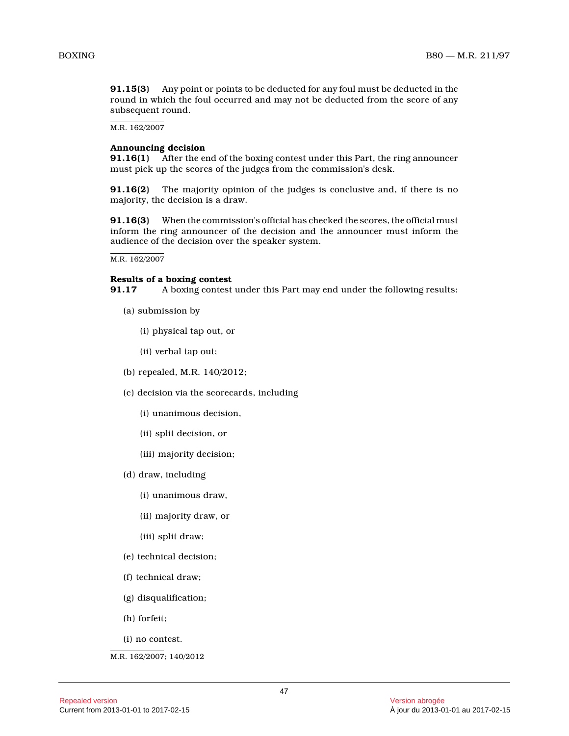**91.15(3)** Any point or points to be deducted for any foul must be deducted in the round in which the foul occurred and may not be deducted from the score of any subsequent round.

M.R. 162/2007

**Announcing decision**

**91.16(1)** After the end of the boxing contest under this Part, the ring announcer must pick up the scores of the judges from the commission's desk.

**91.16(2)** The majority opinion of the judges is conclusive and, if there is no majority, the decision is a draw.

**91.16(3)** When the commission's official has checked the scores, the official must inform the ring announcer of the decision and the announcer must inform the audience of the decision over the speaker system.

M.R. 162/2007

**Results of a boxing contest**

**91.17** A boxing contest under this Part may end under the following results:

(a) submission by

(i) physical tap out, or

(ii) verbal tap out;

(b) repealed, M.R. 140/2012;

(c) decision via the scorecards, including

(i) unanimous decision,

(ii) split decision, or

(iii) majority decision;

(d) draw, including

(i) unanimous draw,

(ii) majority draw, or

(iii) split draw;

(e) technical decision;

(f) technical draw;

(g) disqualification;

(h) forfeit;

(i) no contest.

M.R. 162/2007; 140/2012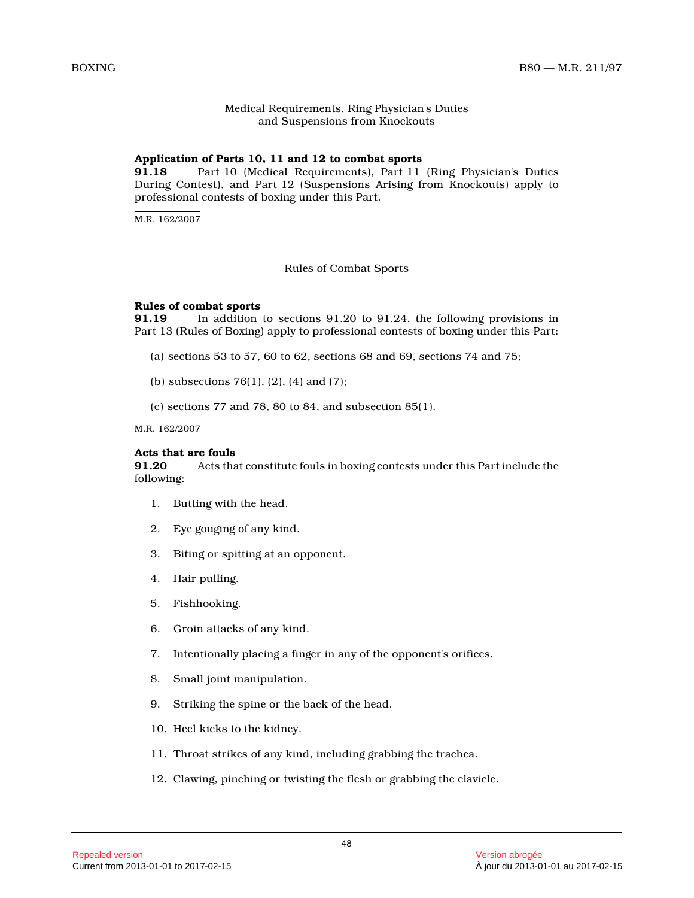Medical Requirements, Ring Physician's Duties and Suspensions from Knockouts

**Application of Parts 10, 11 and 12 to combat sports**

**91.18** Part 10 (Medical Requirements), Part 11 (Ring Physician's Duties During Contest), and Part 12 (Suspensions Arising from Knockouts) apply to professional contests of boxing under this Part.

M.R. 162/2007

Rules of Combat Sports

**Rules of combat sports**

**91.19** In addition to sections 91.20 to 91.24, the following provisions in Part 13 (Rules of Boxing) apply to professional contests of boxing under this Part:

(a) sections 53 to 57, 60 to 62, sections 68 and 69, sections 74 and 75;

(b) subsections 76(1), (2), (4) and (7);

(c) sections 77 and 78, 80 to 84, and subsection 85(1).

M.R. 162/2007

**Acts that are fouls**

**91.20** Acts that constitute fouls in boxing contests under this Part include the following:

1. Butting with the head.
2. Eye gouging of any kind.
3. Biting or spitting at an opponent.
4. Hair pulling.
5. Fishhooking.
6. Groin attacks of any kind.
7. Intentionally placing a finger in any of the opponent's orifices.
8. Small joint manipulation.
9. Striking the spine or the back of the head.
10. Heel kicks to the kidney.
11. Throat strikes of any kind, including grabbing the trachea.
12. Clawing, pinching or twisting the flesh or grabbing the clavicle.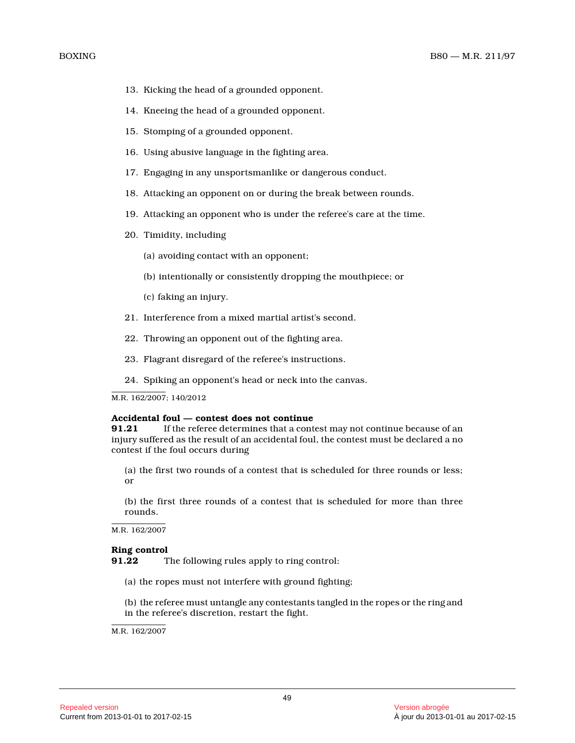13. Kicking the head of a grounded opponent.

14. Kneeing the head of a grounded opponent.

15. Stomping of a grounded opponent.

16. Using abusive language in the fighting area.

17. Engaging in any unsportsmanlike or dangerous conduct.

18. Attacking an opponent on or during the break between rounds.

19. Attacking an opponent who is under the referee's care at the time.

20. Timidity, including

(a) avoiding contact with an opponent;

(b) intentionally or consistently dropping the mouthpiece; or

(c) faking an injury.

21. Interference from a mixed martial artist's second.

22. Throwing an opponent out of the fighting area.

23. Flagrant disregard of the referee's instructions.

24. Spiking an opponent's head or neck into the canvas.

M.R. 162/2007; 140/2012

**Accidental foul — contest does not continue**

**91.21** If the referee determines that a contest may not continue because of an injury suffered as the result of an accidental foul, the contest must be declared a no contest if the foul occurs during

(a) the first two rounds of a contest that is scheduled for three rounds or less; or

(b) the first three rounds of a contest that is scheduled for more than three rounds.

M.R. 162/2007

**Ring control**

**91.22** The following rules apply to ring control:

(a) the ropes must not interfere with ground fighting;

(b) the referee must untangle any contestants tangled in the ropes or the ring and in the referee's discretion, restart the fight.

M.R. 162/2007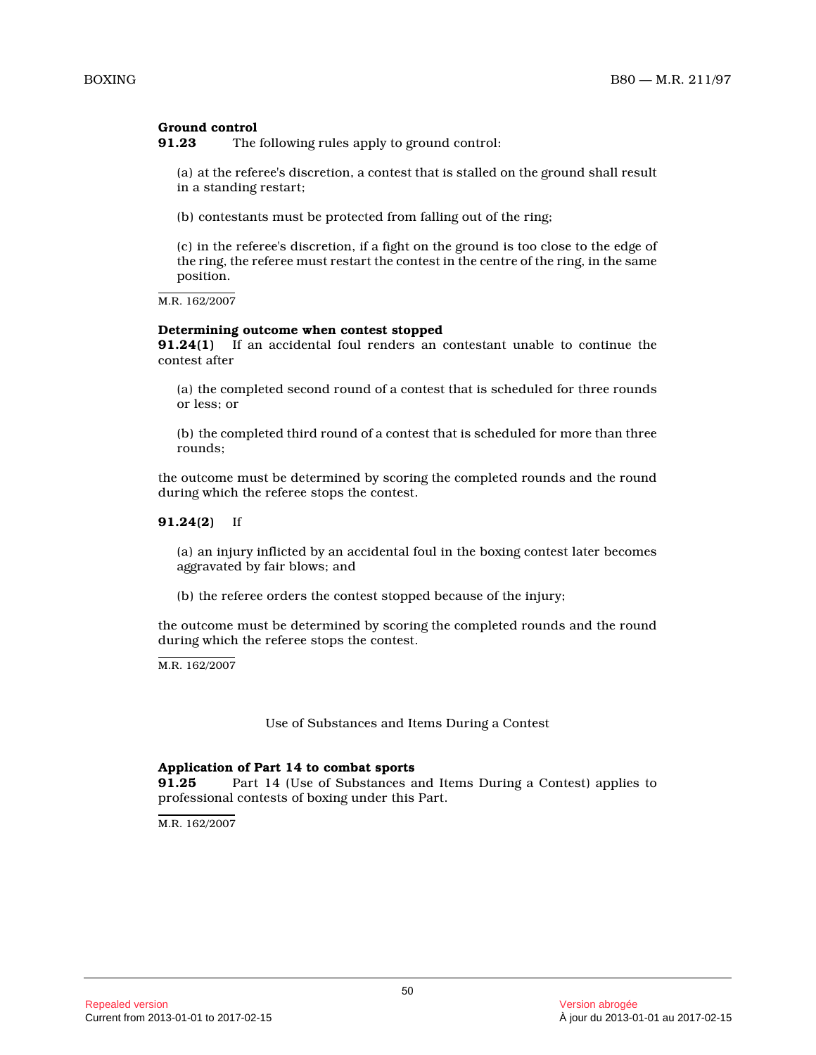**Ground control**

**91.23** The following rules apply to ground control:

(a) at the referee's discretion, a contest that is stalled on the ground shall result in a standing restart;

(b) contestants must be protected from falling out of the ring;

(c) in the referee's discretion, if a fight on the ground is too close to the edge of the ring, the referee must restart the contest in the centre of the ring, in the same position.

M.R. 162/2007

**Determining outcome when contest stopped**

**91.24(1)** If an accidental foul renders an contestant unable to continue the contest after

(a) the completed second round of a contest that is scheduled for three rounds or less; or

(b) the completed third round of a contest that is scheduled for more than three rounds;

the outcome must be determined by scoring the completed rounds and the round during which the referee stops the contest.

**91.24(2)** If

(a) an injury inflicted by an accidental foul in the boxing contest later becomes aggravated by fair blows; and

(b) the referee orders the contest stopped because of the injury;

the outcome must be determined by scoring the completed rounds and the round during which the referee stops the contest.

M.R. 162/2007

Use of Substances and Items During a Contest

**Application of Part 14 to combat sports**

**91.25** Part 14 (Use of Substances and Items During a Contest) applies to professional contests of boxing under this Part.

M.R. 162/2007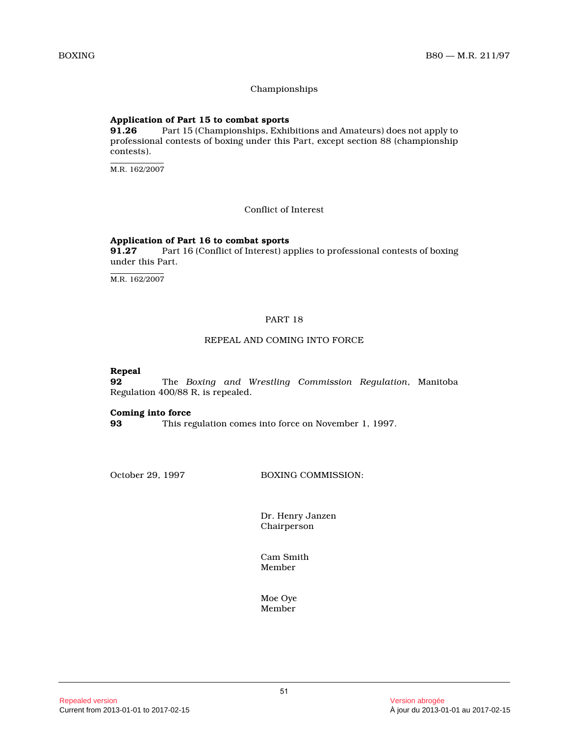Championships

**Application of Part 15 to combat sports**

**91.26** Part 15 (Championships, Exhibitions and Amateurs) does not apply to professional contests of boxing under this Part, except section 88 (championship contests).

M.R. 162/2007

Conflict of Interest

**Application of Part 16 to combat sports**

**91.27** Part 16 (Conflict of Interest) applies to professional contests of boxing under this Part.

M.R. 162/2007

PART 18

REPEAL AND COMING INTO FORCE

**Repeal**

**92** The *Boxing and Wrestling Commission Regulation*, Manitoba Regulation 400/88 R, is repealed.

**Coming into force**

**93** This regulation comes into force on November 1, 1997.

October 29, 1997 BOXING COMMISSION:

Dr. Henry Janzen
Chairperson

Cam Smith
Member

Moe Oye
Member

Repealed version
Current from 2013-01-01 to 2017-02-15

Version abrogée
À jour du 2013-01-01 au 2017-02-15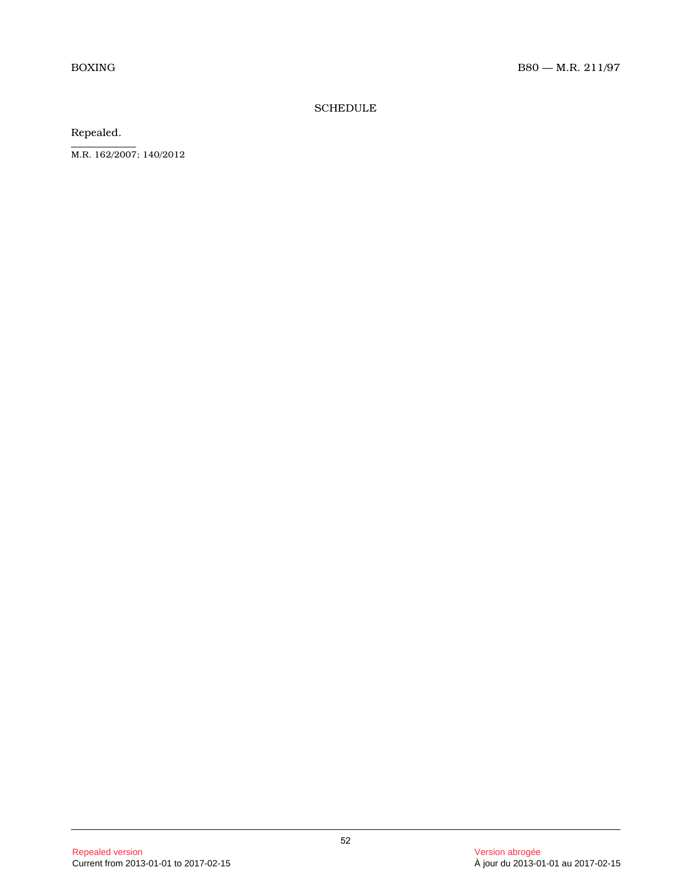## SCHEDULE

Repealed.

M.R. 162/2007; 140/2012